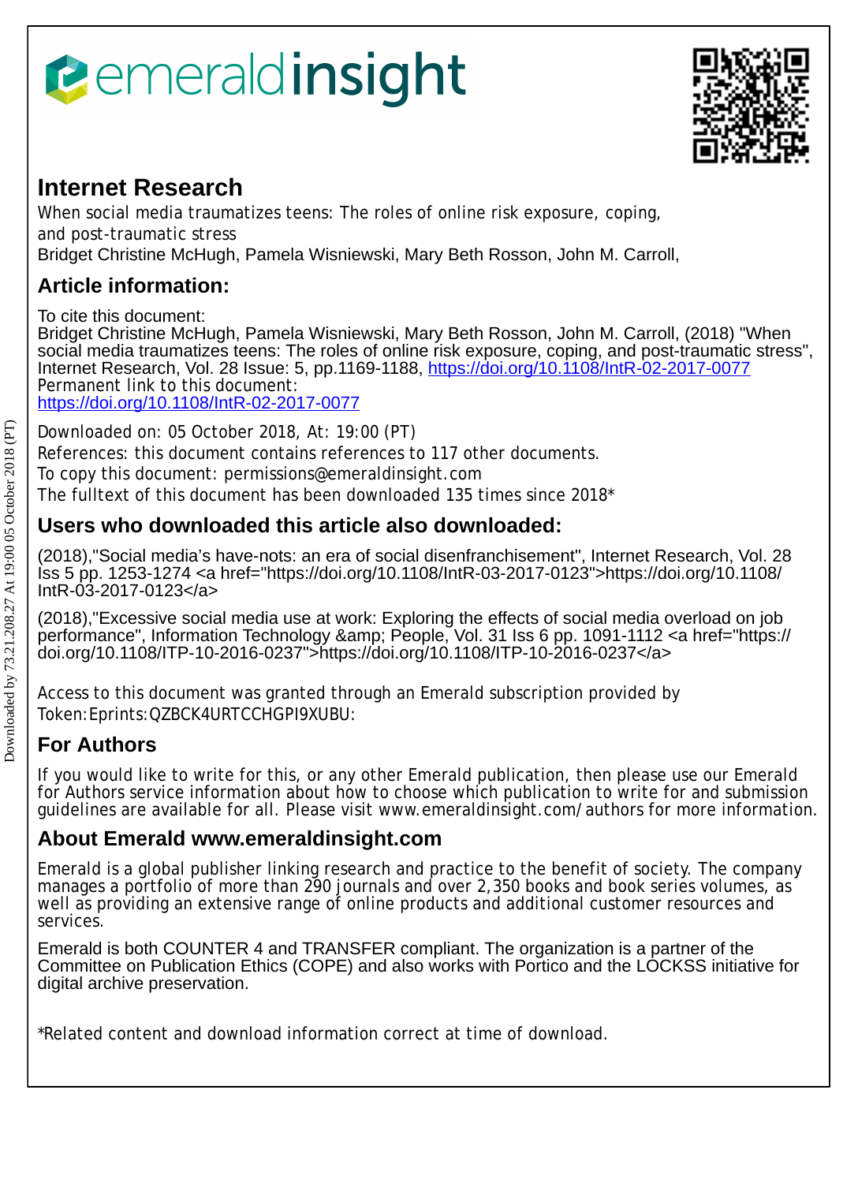# Internet Research

When social media traumatizes teens: The roles of online risk exposure, coping, and post-traumatic stress

Bridget Christine McHugh, Pamela Wisniewski, Mary Beth Rosson, John M. Carroll,

## Article information:

To cite this document:

Bridget Christine McHugh, Pamela Wisniewski, Mary Beth Rosson, John M. Carroll, (2018) "When social media traumatizes teens: The roles of online risk exposure, coping, and post-traumatic stress", Internet Research, Vol. 28 Issue: 5, pp.1169-1188, https://doi.org/10.1108/IntR-02-2017-0077

Permanent link to this document:

https://doi.org/10.1108/IntR-02-2017-0077

Downloaded on: 05 October 2018, At: 19:00 (PT)

References: this document contains references to 117 other documents.

To copy this document: permissions@emeraldinsight.com

The fulltext of this document has been downloaded 135 times since 2018*

## Users who downloaded this article also downloaded:

(2018),"Social media's have-nots: an era of social disenfranchisement", Internet Research, Vol. 28 Iss 5 pp. 1253-1274 <a href="https://doi.org/10.1108/IntR-03-2017-0123">https://doi.org/10.1108/IntR-03-2017-0123</a>

(2018),"Excessive social media use at work: Exploring the effects of social media overload on job performance", Information Technology &amp; People, Vol. 31 Iss 6 pp. 1091-1112 <a href="https://doi.org/10.1108/ITP-10-2016-0237">https://doi.org/10.1108/ITP-10-2016-0237</a>

Access to this document was granted through an Emerald subscription provided by Token:Eprints:QZBCK4URTCCHGPI9XUBU:

## For Authors

If you would like to write for this, or any other Emerald publication, then please use our Emerald for Authors service information about how to choose which publication to write for and submission guidelines are available for all. Please visit www.emeraldinsight.com/authors for more information.

## About Emerald www.emeraldinsight.com

Emerald is a global publisher linking research and practice to the benefit of society. The company manages a portfolio of more than 290 journals and over 2,350 books and book series volumes, as well as providing an extensive range of online products and additional customer resources and services.

Emerald is both COUNTER 4 and TRANSFER compliant. The organization is a partner of the Committee on Publication Ethics (COPE) and also works with Portico and the LOCKSS initiative for digital archive preservation.

*Related content and download information correct at time of download.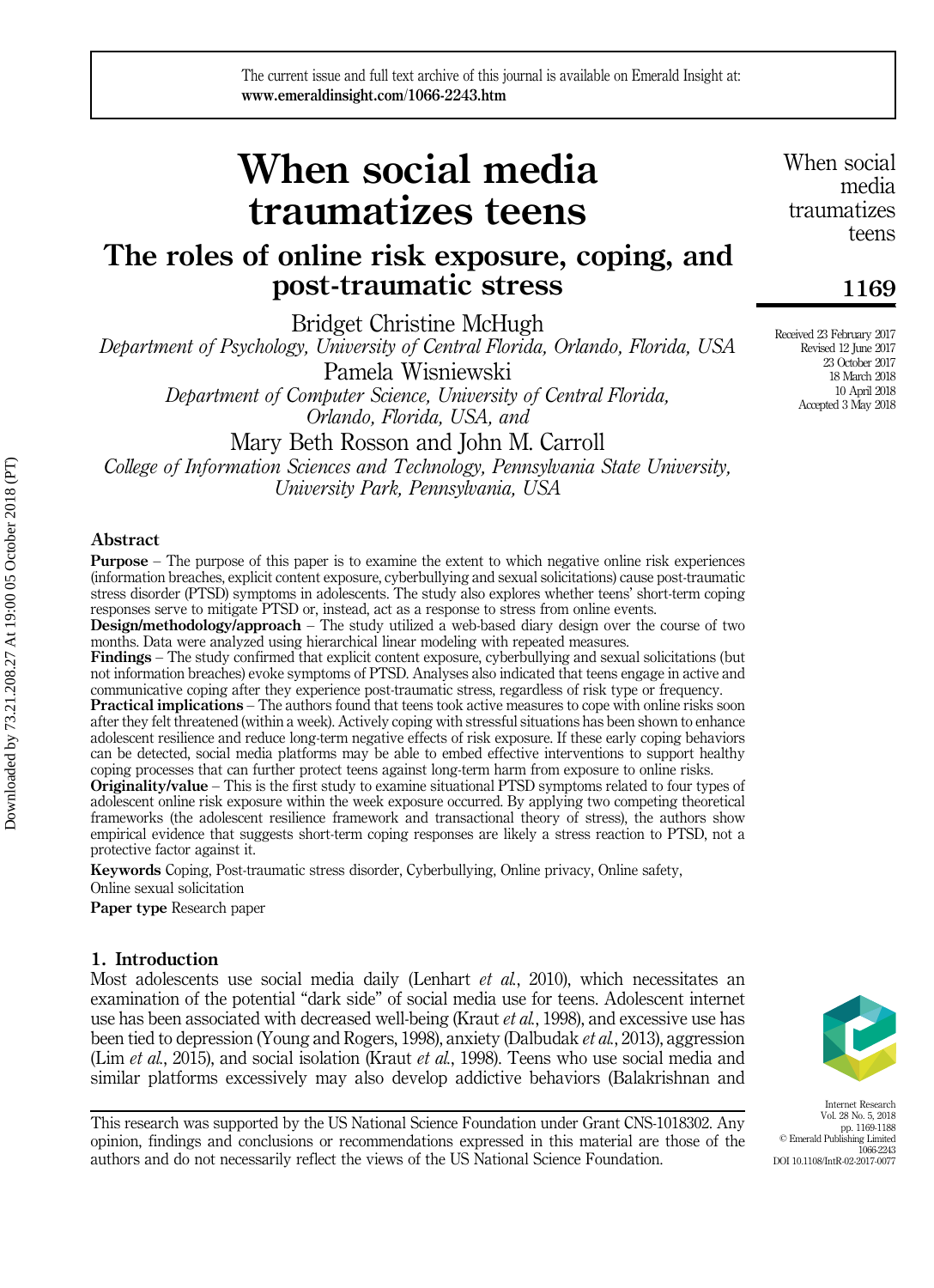# When social media traumatizes teens

## The roles of online risk exposure, coping, and post-traumatic stress

Bridget Christine McHugh
*Department of Psychology, University of Central Florida, Orlando, Florida, USA*

Pamela Wisniewski
*Department of Computer Science, University of Central Florida, Orlando, Florida, USA, and*

Mary Beth Rosson and John M. Carroll
*College of Information Sciences and Technology, Pennsylvania State University, University Park, Pennsylvania, USA*

Received 23 February 2017
Revised 12 June 2017
23 October 2017
18 March 2018
10 April 2018
Accepted 3 May 2018

### Abstract

**Purpose** – The purpose of this paper is to examine the extent to which negative online risk experiences (information breaches, explicit content exposure, cyberbullying and sexual solicitations) cause post-traumatic stress disorder (PTSD) symptoms in adolescents. The study also explores whether teens' short-term coping responses serve to mitigate PTSD or, instead, act as a response to stress from online events.

**Design/methodology/approach** – The study utilized a web-based diary design over the course of two months. Data were analyzed using hierarchical linear modeling with repeated measures.

**Findings** – The study confirmed that explicit content exposure, cyberbullying and sexual solicitations (but not information breaches) evoke symptoms of PTSD. Analyses also indicated that teens engage in active and communicative coping after they experience post-traumatic stress, regardless of risk type or frequency.

**Practical implications** – The authors found that teens took active measures to cope with online risks soon after they felt threatened (within a week). Actively coping with stressful situations has been shown to enhance adolescent resilience and reduce long-term negative effects of risk exposure. If these early coping behaviors can be detected, social media platforms may be able to embed effective interventions to support healthy coping processes that can further protect teens against long-term harm from exposure to online risks.

**Originality/value** – This is the first study to examine situational PTSD symptoms related to four types of adolescent online risk exposure within the week exposure occurred. By applying two competing theoretical frameworks (the adolescent resilience framework and transactional theory of stress), the authors show empirical evidence that suggests short-term coping responses are likely a stress reaction to PTSD, not a protective factor against it.

**Keywords** Coping, Post-traumatic stress disorder, Cyberbullying, Online privacy, Online safety, Online sexual solicitation

**Paper type** Research paper

## 1. Introduction

Most adolescents use social media daily (Lenhart *et al.*, 2010), which necessitates an examination of the potential "dark side" of social media use for teens. Adolescent internet use has been associated with decreased well-being (Kraut *et al.*, 1998), and excessive use has been tied to depression (Young and Rogers, 1998), anxiety (Dalbudak *et al.*, 2013), aggression (Lim *et al.*, 2015), and social isolation (Kraut *et al.*, 1998). Teens who use social media and similar platforms excessively may also develop addictive behaviors (Balakrishnan and

This research was supported by the US National Science Foundation under Grant CNS-1018302. Any opinion, findings and conclusions or recommendations expressed in this material are those of the authors and do not necessarily reflect the views of the US National Science Foundation.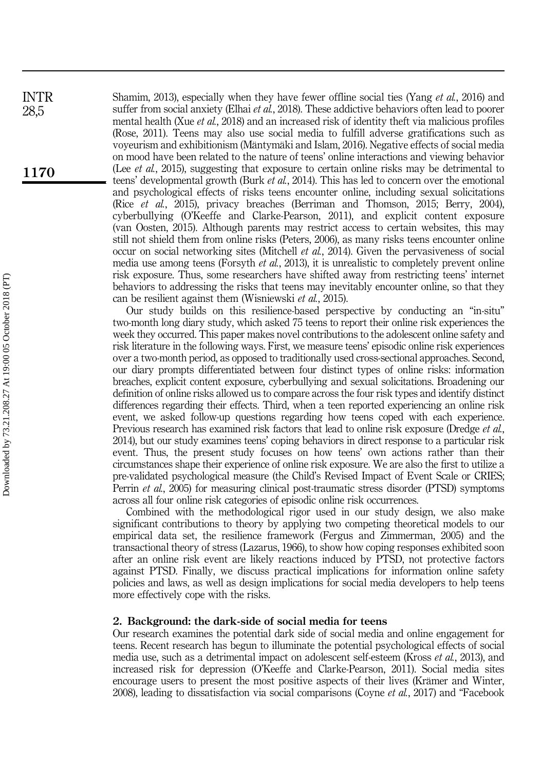Shamim, 2013), especially when they have fewer offline social ties (Yang *et al.*, 2016) and suffer from social anxiety (Elhai *et al.*, 2018). These addictive behaviors often lead to poorer mental health (Xue *et al.*, 2018) and an increased risk of identity theft via malicious profiles (Rose, 2011). Teens may also use social media to fulfill adverse gratifications such as voyeurism and exhibitionism (Mäntymäki and Islam, 2016). Negative effects of social media on mood have been related to the nature of teens' online interactions and viewing behavior (Lee *et al.*, 2015), suggesting that exposure to certain online risks may be detrimental to teens' developmental growth (Burk *et al.*, 2014). This has led to concern over the emotional and psychological effects of risks teens encounter online, including sexual solicitations (Rice *et al.*, 2015), privacy breaches (Berriman and Thomson, 2015; Berry, 2004), cyberbullying (O'Keeffe and Clarke-Pearson, 2011), and explicit content exposure (van Oosten, 2015). Although parents may restrict access to certain websites, this may still not shield them from online risks (Peters, 2006), as many risks teens encounter online occur on social networking sites (Mitchell *et al.*, 2014). Given the pervasiveness of social media use among teens (Forsyth *et al.*, 2013), it is unrealistic to completely prevent online risk exposure. Thus, some researchers have shifted away from restricting teens' internet behaviors to addressing the risks that teens may inevitably encounter online, so that they can be resilient against them (Wisniewski *et al.*, 2015).

Our study builds on this resilience-based perspective by conducting an "in-situ" two-month long diary study, which asked 75 teens to report their online risk experiences the week they occurred. This paper makes novel contributions to the adolescent online safety and risk literature in the following ways. First, we measure teens' episodic online risk experiences over a two-month period, as opposed to traditionally used cross-sectional approaches. Second, our diary prompts differentiated between four distinct types of online risks: information breaches, explicit content exposure, cyberbullying and sexual solicitations. Broadening our definition of online risks allowed us to compare across the four risk types and identify distinct differences regarding their effects. Third, when a teen reported experiencing an online risk event, we asked follow-up questions regarding how teens coped with each experience. Previous research has examined risk factors that lead to online risk exposure (Dredge *et al.*, 2014), but our study examines teens' coping behaviors in direct response to a particular risk event. Thus, the present study focuses on how teens' own actions rather than their circumstances shape their experience of online risk exposure. We are also the first to utilize a pre-validated psychological measure (the Child's Revised Impact of Event Scale or CRIES; Perrin *et al.*, 2005) for measuring clinical post-traumatic stress disorder (PTSD) symptoms across all four online risk categories of episodic online risk occurrences.

Combined with the methodological rigor used in our study design, we also make significant contributions to theory by applying two competing theoretical models to our empirical data set, the resilience framework (Fergus and Zimmerman, 2005) and the transactional theory of stress (Lazarus, 1966), to show how coping responses exhibited soon after an online risk event are likely reactions induced by PTSD, not protective factors against PTSD. Finally, we discuss practical implications for information online safety policies and laws, as well as design implications for social media developers to help teens more effectively cope with the risks.

## 2. Background: the dark-side of social media for teens

Our research examines the potential dark side of social media and online engagement for teens. Recent research has begun to illuminate the potential psychological effects of social media use, such as a detrimental impact on adolescent self-esteem (Kross *et al.*, 2013), and increased risk for depression (O'Keeffe and Clarke-Pearson, 2011). Social media sites encourage users to present the most positive aspects of their lives (Krämer and Winter, 2008), leading to dissatisfaction via social comparisons (Coyne *et al.*, 2017) and "Facebook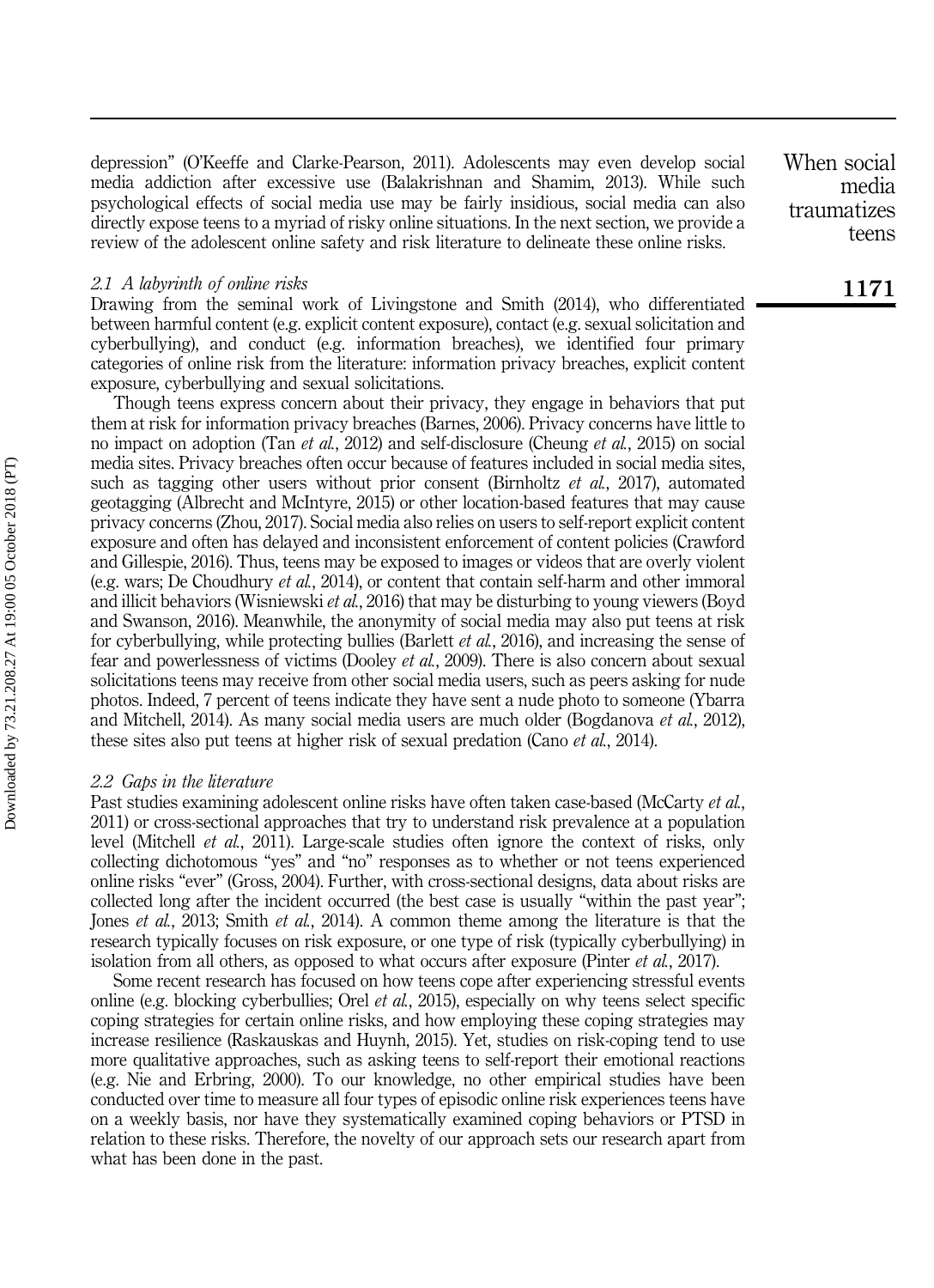depression" (O'Keeffe and Clarke-Pearson, 2011). Adolescents may even develop social media addiction after excessive use (Balakrishnan and Shamim, 2013). While such psychological effects of social media use may be fairly insidious, social media can also directly expose teens to a myriad of risky online situations. In the next section, we provide a review of the adolescent online safety and risk literature to delineate these online risks.

### *2.1 A labyrinth of online risks*

Drawing from the seminal work of Livingstone and Smith (2014), who differentiated between harmful content (e.g. explicit content exposure), contact (e.g. sexual solicitation and cyberbullying), and conduct (e.g. information breaches), we identified four primary categories of online risk from the literature: information privacy breaches, explicit content exposure, cyberbullying and sexual solicitations.

Though teens express concern about their privacy, they engage in behaviors that put them at risk for information privacy breaches (Barnes, 2006). Privacy concerns have little to no impact on adoption (Tan *et al.*, 2012) and self-disclosure (Cheung *et al.*, 2015) on social media sites. Privacy breaches often occur because of features included in social media sites, such as tagging other users without prior consent (Birnholtz *et al.*, 2017), automated geotagging (Albrecht and McIntyre, 2015) or other location-based features that may cause privacy concerns (Zhou, 2017). Social media also relies on users to self-report explicit content exposure and often has delayed and inconsistent enforcement of content policies (Crawford and Gillespie, 2016). Thus, teens may be exposed to images or videos that are overly violent (e.g. wars; De Choudhury *et al.*, 2014), or content that contain self-harm and other immoral and illicit behaviors (Wisniewski *et al.*, 2016) that may be disturbing to young viewers (Boyd and Swanson, 2016). Meanwhile, the anonymity of social media may also put teens at risk for cyberbullying, while protecting bullies (Barlett *et al.*, 2016), and increasing the sense of fear and powerlessness of victims (Dooley *et al.*, 2009). There is also concern about sexual solicitations teens may receive from other social media users, such as peers asking for nude photos. Indeed, 7 percent of teens indicate they have sent a nude photo to someone (Ybarra and Mitchell, 2014). As many social media users are much older (Bogdanova *et al.*, 2012), these sites also put teens at higher risk of sexual predation (Cano *et al.*, 2014).

### *2.2 Gaps in the literature*

Past studies examining adolescent online risks have often taken case-based (McCarty *et al.*, 2011) or cross-sectional approaches that try to understand risk prevalence at a population level (Mitchell *et al.*, 2011). Large-scale studies often ignore the context of risks, only collecting dichotomous "yes" and "no" responses as to whether or not teens experienced online risks "ever" (Gross, 2004). Further, with cross-sectional designs, data about risks are collected long after the incident occurred (the best case is usually "within the past year"; Jones *et al.*, 2013; Smith *et al.*, 2014). A common theme among the literature is that the research typically focuses on risk exposure, or one type of risk (typically cyberbullying) in isolation from all others, as opposed to what occurs after exposure (Pinter *et al.*, 2017).

Some recent research has focused on how teens cope after experiencing stressful events online (e.g. blocking cyberbullies; Orel *et al.*, 2015), especially on why teens select specific coping strategies for certain online risks, and how employing these coping strategies may increase resilience (Raskauskas and Huynh, 2015). Yet, studies on risk-coping tend to use more qualitative approaches, such as asking teens to self-report their emotional reactions (e.g. Nie and Erbring, 2000). To our knowledge, no other empirical studies have been conducted over time to measure all four types of episodic online risk experiences teens have on a weekly basis, nor have they systematically examined coping behaviors or PTSD in relation to these risks. Therefore, the novelty of our approach sets our research apart from what has been done in the past.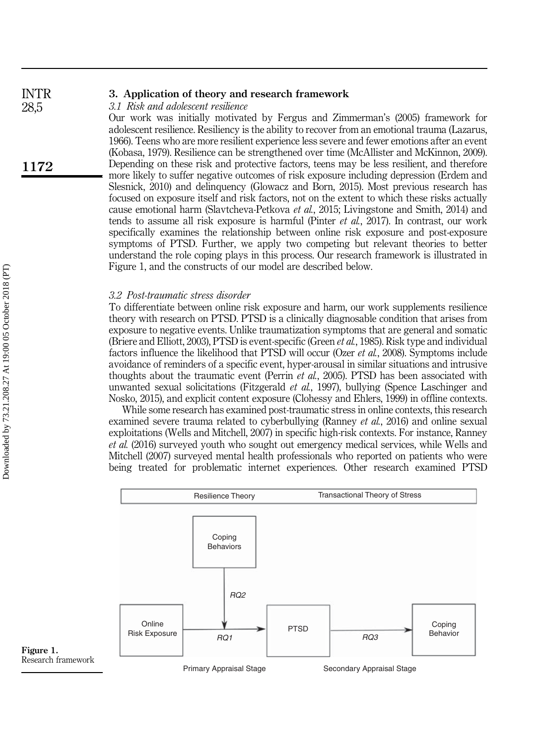## 3. Application of theory and research framework

### *3.1 Risk and adolescent resilience*

Our work was initially motivated by Fergus and Zimmerman's (2005) framework for adolescent resilience. Resiliency is the ability to recover from an emotional trauma (Lazarus, 1966). Teens who are more resilient experience less severe and fewer emotions after an event (Kobasa, 1979). Resilience can be strengthened over time (McAllister and McKinnon, 2009). Depending on these risk and protective factors, teens may be less resilient, and therefore more likely to suffer negative outcomes of risk exposure including depression (Erdem and Slesnick, 2010) and delinquency (Glowacz and Born, 2015). Most previous research has focused on exposure itself and risk factors, not on the extent to which these risks actually cause emotional harm (Slavtcheva-Petkova *et al.*, 2015; Livingstone and Smith, 2014) and tends to assume all risk exposure is harmful (Pinter *et al.*, 2017). In contrast, our work specifically examines the relationship between online risk exposure and post-exposure symptoms of PTSD. Further, we apply two competing but relevant theories to better understand the role coping plays in this process. Our research framework is illustrated in Figure 1, and the constructs of our model are described below.

### *3.2 Post-traumatic stress disorder*

To differentiate between online risk exposure and harm, our work supplements resilience theory with research on PTSD. PTSD is a clinically diagnosable condition that arises from exposure to negative events. Unlike traumatization symptoms that are general and somatic (Briere and Elliott, 2003), PTSD is event-specific (Green *et al.*, 1985). Risk type and individual factors influence the likelihood that PTSD will occur (Ozer *et al.*, 2008). Symptoms include avoidance of reminders of a specific event, hyper-arousal in similar situations and intrusive thoughts about the traumatic event (Perrin *et al.*, 2005). PTSD has been associated with unwanted sexual solicitations (Fitzgerald *et al.*, 1997), bullying (Spence Laschinger and Nosko, 2015), and explicit content exposure (Clohessy and Ehlers, 1999) in offline contexts.

While some research has examined post-traumatic stress in online contexts, this research examined severe trauma related to cyberbullying (Ranney *et al.*, 2016) and online sexual exploitations (Wells and Mitchell, 2007) in specific high-risk contexts. For instance, Ranney *et al.* (2016) surveyed youth who sought out emergency medical services, while Wells and Mitchell (2007) surveyed mental health professionals who reported on patients who were being treated for problematic internet experiences. Other research examined PTSD

Resilience Theory | Transactional Theory of Stress

Coping Behaviors → RQ2 → (Online Risk Exposure → RQ1 → PTSD) → RQ3 → Coping Behavior

Primary Appraisal Stage | Secondary Appraisal Stage

**Figure 1.** Research framework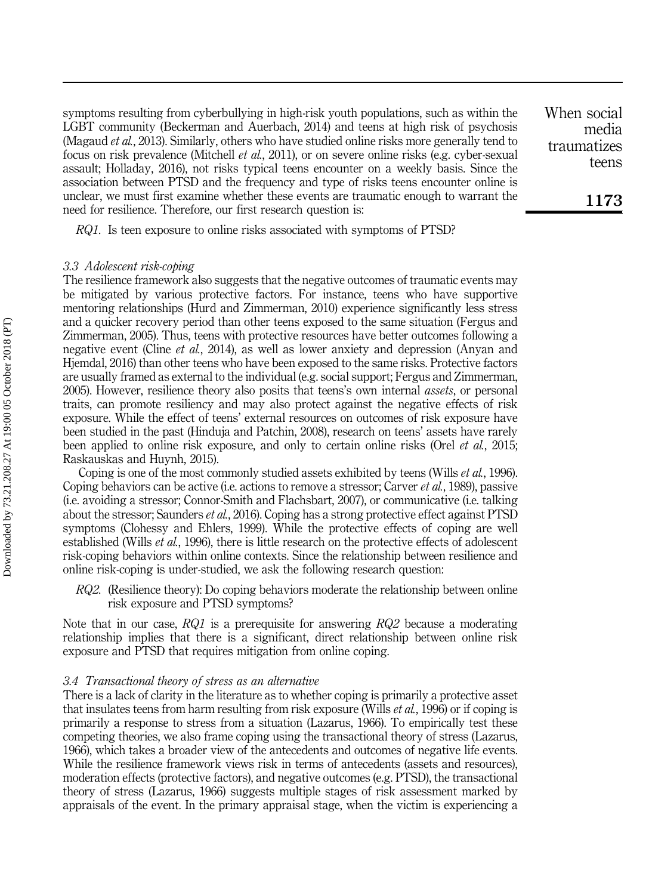symptoms resulting from cyberbullying in high-risk youth populations, such as within the LGBT community (Beckerman and Auerbach, 2014) and teens at high risk of psychosis (Magaud *et al.*, 2013). Similarly, others who have studied online risks more generally tend to focus on risk prevalence (Mitchell *et al.*, 2011), or on severe online risks (e.g. cyber-sexual assault; Holladay, 2016), not risks typical teens encounter on a weekly basis. Since the association between PTSD and the frequency and type of risks teens encounter online is unclear, we must first examine whether these events are traumatic enough to warrant the need for resilience. Therefore, our first research question is:

*RQ1*. Is teen exposure to online risks associated with symptoms of PTSD?

### 3.3 Adolescent risk-coping

The resilience framework also suggests that the negative outcomes of traumatic events may be mitigated by various protective factors. For instance, teens who have supportive mentoring relationships (Hurd and Zimmerman, 2010) experience significantly less stress and a quicker recovery period than other teens exposed to the same situation (Fergus and Zimmerman, 2005). Thus, teens with protective resources have better outcomes following a negative event (Cline *et al.*, 2014), as well as lower anxiety and depression (Anyan and Hjemdal, 2016) than other teens who have been exposed to the same risks. Protective factors are usually framed as external to the individual (e.g. social support; Fergus and Zimmerman, 2005). However, resilience theory also posits that teens's own internal *assets*, or personal traits, can promote resiliency and may also protect against the negative effects of risk exposure. While the effect of teens' external resources on outcomes of risk exposure have been studied in the past (Hinduja and Patchin, 2008), research on teens' assets have rarely been applied to online risk exposure, and only to certain online risks (Orel *et al.*, 2015; Raskauskas and Huynh, 2015).

Coping is one of the most commonly studied assets exhibited by teens (Wills *et al.*, 1996). Coping behaviors can be active (i.e. actions to remove a stressor; Carver *et al.*, 1989), passive (i.e. avoiding a stressor; Connor-Smith and Flachsbart, 2007), or communicative (i.e. talking about the stressor; Saunders *et al.*, 2016). Coping has a strong protective effect against PTSD symptoms (Clohessy and Ehlers, 1999). While the protective effects of coping are well established (Wills *et al.*, 1996), there is little research on the protective effects of adolescent risk-coping behaviors within online contexts. Since the relationship between resilience and online risk-coping is under-studied, we ask the following research question:

*RQ2*. (Resilience theory): Do coping behaviors moderate the relationship between online risk exposure and PTSD symptoms?

Note that in our case, *RQ1* is a prerequisite for answering *RQ2* because a moderating relationship implies that there is a significant, direct relationship between online risk exposure and PTSD that requires mitigation from online coping.

### 3.4 Transactional theory of stress as an alternative

There is a lack of clarity in the literature as to whether coping is primarily a protective asset that insulates teens from harm resulting from risk exposure (Wills *et al.*, 1996) or if coping is primarily a response to stress from a situation (Lazarus, 1966). To empirically test these competing theories, we also frame coping using the transactional theory of stress (Lazarus, 1966), which takes a broader view of the antecedents and outcomes of negative life events. While the resilience framework views risk in terms of antecedents (assets and resources), moderation effects (protective factors), and negative outcomes (e.g. PTSD), the transactional theory of stress (Lazarus, 1966) suggests multiple stages of risk assessment marked by appraisals of the event. In the primary appraisal stage, when the victim is experiencing a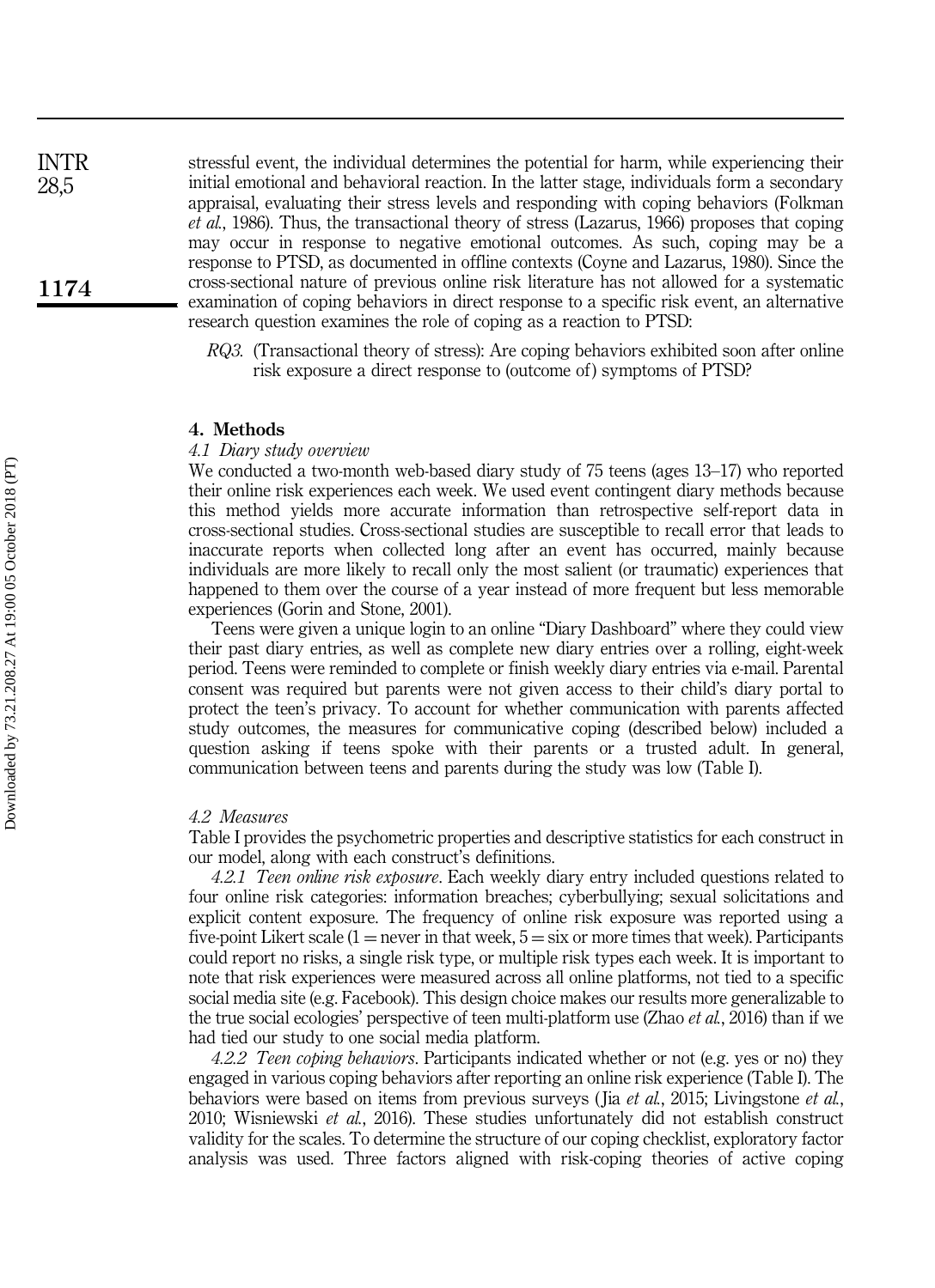stressful event, the individual determines the potential for harm, while experiencing their initial emotional and behavioral reaction. In the latter stage, individuals form a secondary appraisal, evaluating their stress levels and responding with coping behaviors (Folkman *et al.*, 1986). Thus, the transactional theory of stress (Lazarus, 1966) proposes that coping may occur in response to negative emotional outcomes. As such, coping may be a response to PTSD, as documented in offline contexts (Coyne and Lazarus, 1980). Since the cross-sectional nature of previous online risk literature has not allowed for a systematic examination of coping behaviors in direct response to a specific risk event, an alternative research question examines the role of coping as a reaction to PTSD:

*RQ3.* (Transactional theory of stress): Are coping behaviors exhibited soon after online risk exposure a direct response to (outcome of) symptoms of PTSD?

## 4. Methods

### *4.1 Diary study overview*

We conducted a two-month web-based diary study of 75 teens (ages 13–17) who reported their online risk experiences each week. We used event contingent diary methods because this method yields more accurate information than retrospective self-report data in cross-sectional studies. Cross-sectional studies are susceptible to recall error that leads to inaccurate reports when collected long after an event has occurred, mainly because individuals are more likely to recall only the most salient (or traumatic) experiences that happened to them over the course of a year instead of more frequent but less memorable experiences (Gorin and Stone, 2001).

Teens were given a unique login to an online "Diary Dashboard" where they could view their past diary entries, as well as complete new diary entries over a rolling, eight-week period. Teens were reminded to complete or finish weekly diary entries via e-mail. Parental consent was required but parents were not given access to their child's diary portal to protect the teen's privacy. To account for whether communication with parents affected study outcomes, the measures for communicative coping (described below) included a question asking if teens spoke with their parents or a trusted adult. In general, communication between teens and parents during the study was low (Table I).

### *4.2 Measures*

Table I provides the psychometric properties and descriptive statistics for each construct in our model, along with each construct's definitions.

*4.2.1 Teen online risk exposure*. Each weekly diary entry included questions related to four online risk categories: information breaches; cyberbullying; sexual solicitations and explicit content exposure. The frequency of online risk exposure was reported using a five-point Likert scale (1 = never in that week, 5 = six or more times that week). Participants could report no risks, a single risk type, or multiple risk types each week. It is important to note that risk experiences were measured across all online platforms, not tied to a specific social media site (e.g. Facebook). This design choice makes our results more generalizable to the true social ecologies' perspective of teen multi-platform use (Zhao *et al.*, 2016) than if we had tied our study to one social media platform.

*4.2.2 Teen coping behaviors*. Participants indicated whether or not (e.g. yes or no) they engaged in various coping behaviors after reporting an online risk experience (Table I). The behaviors were based on items from previous surveys (Jia *et al.*, 2015; Livingstone *et al.*, 2010; Wisniewski *et al.*, 2016). These studies unfortunately did not establish construct validity for the scales. To determine the structure of our coping checklist, exploratory factor analysis was used. Three factors aligned with risk-coping theories of active coping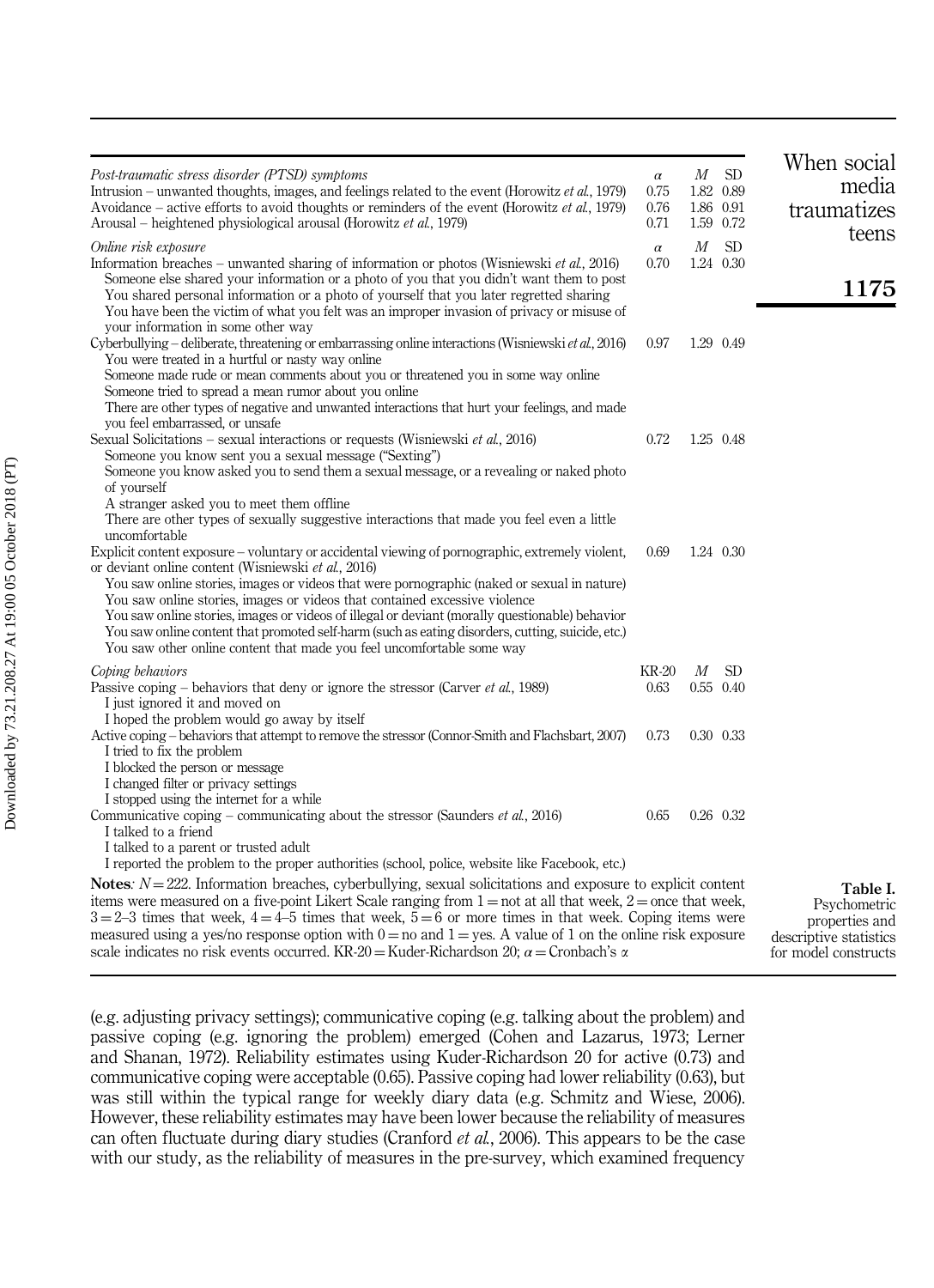| | | | |
|---|---|---|---|
| *Post-traumatic stress disorder (PTSD) symptoms* | $\alpha$ | $M$ | SD |
| Intrusion – unwanted thoughts, images, and feelings related to the event (Horowitz *et al.*, 1979) | 0.75 | 1.82 | 0.89 |
| Avoidance – active efforts to avoid thoughts or reminders of the event (Horowitz *et al.*, 1979) | 0.76 | 1.86 | 0.91 |
| Arousal – heightened physiological arousal (Horowitz *et al.*, 1979) | 0.71 | 1.59 | 0.72 |
| *Online risk exposure* | $\alpha$ | $M$ | SD |
| Information breaches – unwanted sharing of information or photos (Wisniewski *et al.*, 2016) | 0.70 | 1.24 | 0.30 |
| Someone else shared your information or a photo of you that you didn't want them to post | | | |
| You shared personal information or a photo of yourself that you later regretted sharing | | | |
| You have been the victim of what you felt was an improper invasion of privacy or misuse of your information in some other way | | | |
| Cyberbullying – deliberate, threatening or embarrassing online interactions (Wisniewski *et al.*, 2016) | 0.97 | 1.29 | 0.49 |
| You were treated in a hurtful or nasty way online | | | |
| Someone made rude or mean comments about you or threatened you in some way online | | | |
| Someone tried to spread a mean rumor about you online | | | |
| There are other types of negative and unwanted interactions that hurt your feelings, and made you feel embarrassed, or unsafe | | | |
| Sexual Solicitations – sexual interactions or requests (Wisniewski *et al.*, 2016) | 0.72 | 1.25 | 0.48 |
| Someone you know sent you a sexual message ("Sexting") | | | |
| Someone you know asked you to send them a sexual message, or a revealing or naked photo of yourself | | | |
| A stranger asked you to meet them offline | | | |
| There are other types of sexually suggestive interactions that made you feel even a little uncomfortable | | | |
| Explicit content exposure – voluntary or accidental viewing of pornographic, extremely violent, or deviant online content (Wisniewski *et al.*, 2016) | 0.69 | 1.24 | 0.30 |
| You saw online stories, images or videos that were pornographic (naked or sexual in nature) | | | |
| You saw online stories, images or videos that contained excessive violence | | | |
| You saw online stories, images or videos of illegal or deviant (morally questionable) behavior | | | |
| You saw online content that promoted self-harm (such as eating disorders, cutting, suicide, etc.) | | | |
| You saw other online content that made you feel uncomfortable some way | | | |
| *Coping behaviors* | KR-20 | $M$ | SD |
| Passive coping – behaviors that deny or ignore the stressor (Carver *et al.*, 1989) | 0.63 | 0.55 | 0.40 |
| I just ignored it and moved on | | | |
| I hoped the problem would go away by itself | | | |
| Active coping – behaviors that attempt to remove the stressor (Connor-Smith and Flachsbart, 2007) | 0.73 | 0.30 | 0.33 |
| I tried to fix the problem | | | |
| I blocked the person or message | | | |
| I changed filter or privacy settings | | | |
| I stopped using the internet for a while | | | |
| Communicative coping – communicating about the stressor (Saunders *et al.*, 2016) | 0.65 | 0.26 | 0.32 |
| I talked to a friend | | | |
| I talked to a parent or trusted adult | | | |
| I reported the problem to the proper authorities (school, police, website like Facebook, etc.) | | | |

**Notes**: $N = 222$. Information breaches, cyberbullying, sexual solicitations and exposure to explicit content items were measured on a five-point Likert Scale ranging from 1 = not at all that week, 2 = once that week, 3 = 2–3 times that week, 4 = 4–5 times that week, 5 = 6 or more times in that week. Coping items were measured using a yes/no response option with 0 = no and 1 = yes. A value of 1 on the online risk exposure scale indicates no risk events occurred. KR-20 = Kuder-Richardson 20; $\alpha$ = Cronbach's $\alpha$

**Table I.** Psychometric properties and descriptive statistics for model constructs

(e.g. adjusting privacy settings); communicative coping (e.g. talking about the problem) and passive coping (e.g. ignoring the problem) emerged (Cohen and Lazarus, 1973; Lerner and Shanan, 1972). Reliability estimates using Kuder-Richardson 20 for active (0.73) and communicative coping were acceptable (0.65). Passive coping had lower reliability (0.63), but was still within the typical range for weekly diary data (e.g. Schmitz and Wiese, 2006). However, these reliability estimates may have been lower because the reliability of measures can often fluctuate during diary studies (Cranford *et al.*, 2006). This appears to be the case with our study, as the reliability of measures in the pre-survey, which examined frequency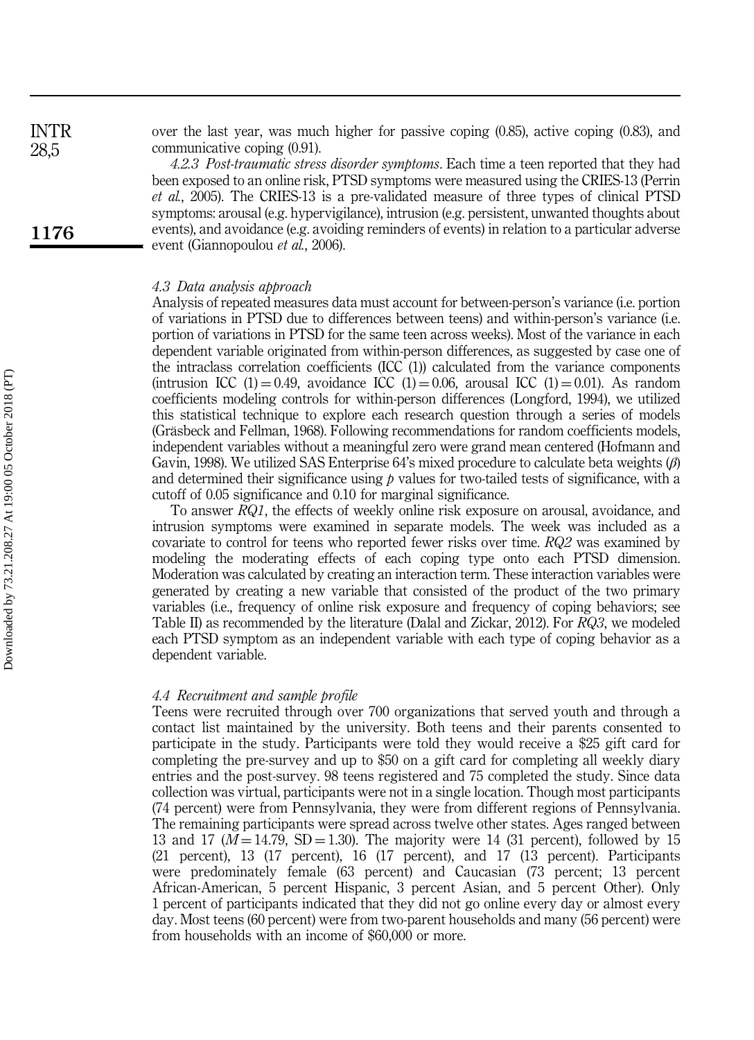over the last year, was much higher for passive coping (0.85), active coping (0.83), and communicative coping (0.91).

*4.2.3 Post-traumatic stress disorder symptoms*. Each time a teen reported that they had been exposed to an online risk, PTSD symptoms were measured using the CRIES-13 (Perrin *et al.*, 2005). The CRIES-13 is a pre-validated measure of three types of clinical PTSD symptoms: arousal (e.g. hypervigilance), intrusion (e.g. persistent, unwanted thoughts about events), and avoidance (e.g. avoiding reminders of events) in relation to a particular adverse event (Giannopoulou *et al.*, 2006).

### *4.3 Data analysis approach*

Analysis of repeated measures data must account for between-person's variance (i.e. portion of variations in PTSD due to differences between teens) and within-person's variance (i.e. portion of variations in PTSD for the same teen across weeks). Most of the variance in each dependent variable originated from within-person differences, as suggested by case one of the intraclass correlation coefficients (ICC (1)) calculated from the variance components (intrusion ICC $(1) = 0.49$, avoidance ICC $(1) = 0.06$, arousal ICC $(1) = 0.01$). As random coefficients modeling controls for within-person differences (Longford, 1994), we utilized this statistical technique to explore each research question through a series of models (Gräsbeck and Fellman, 1968). Following recommendations for random coefficients models, independent variables without a meaningful zero were grand mean centered (Hofmann and Gavin, 1998). We utilized SAS Enterprise 64's mixed procedure to calculate beta weights ($\beta$) and determined their significance using $p$ values for two-tailed tests of significance, with a cutoff of 0.05 significance and 0.10 for marginal significance.

To answer *RQ1*, the effects of weekly online risk exposure on arousal, avoidance, and intrusion symptoms were examined in separate models. The week was included as a covariate to control for teens who reported fewer risks over time. *RQ2* was examined by modeling the moderating effects of each coping type onto each PTSD dimension. Moderation was calculated by creating an interaction term. These interaction variables were generated by creating a new variable that consisted of the product of the two primary variables (i.e., frequency of online risk exposure and frequency of coping behaviors; see Table II) as recommended by the literature (Dalal and Zickar, 2012). For *RQ3*, we modeled each PTSD symptom as an independent variable with each type of coping behavior as a dependent variable.

### *4.4 Recruitment and sample profile*

Teens were recruited through over 700 organizations that served youth and through a contact list maintained by the university. Both teens and their parents consented to participate in the study. Participants were told they would receive a \$25 gift card for completing the pre-survey and up to \$50 on a gift card for completing all weekly diary entries and the post-survey. 98 teens registered and 75 completed the study. Since data collection was virtual, participants were not in a single location. Though most participants (74 percent) were from Pennsylvania, they were from different regions of Pennsylvania. The remaining participants were spread across twelve other states. Ages ranged between 13 and 17 ($M = 14.79$, $SD = 1.30$). The majority were 14 (31 percent), followed by 15 (21 percent), 13 (17 percent), 16 (17 percent), and 17 (13 percent). Participants were predominately female (63 percent) and Caucasian (73 percent; 13 percent African-American, 5 percent Hispanic, 3 percent Asian, and 5 percent Other). Only 1 percent of participants indicated that they did not go online every day or almost every day. Most teens (60 percent) were from two-parent households and many (56 percent) were from households with an income of \$60,000 or more.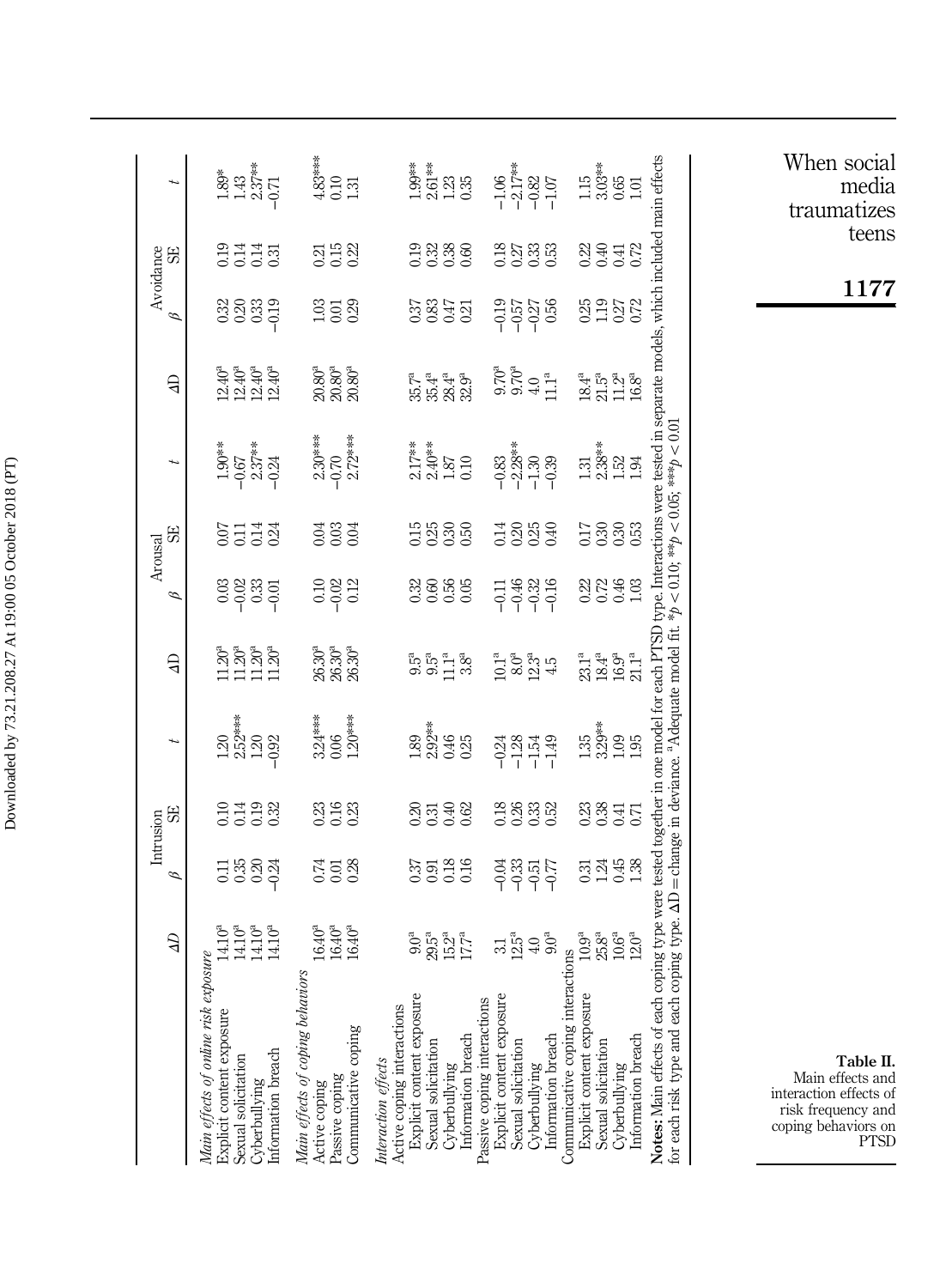**Table II.** Main effects and interaction effects of risk frequency and coping behaviors on PTSD

| | Intrusion | | | | Arousal | | | | Avoidance | | | |
|---|---|---|---|---|---|---|---|---|---|---|---|---|
| | ΔD | β | SE | t | ΔD | β | SE | t | ΔD | β | SE | t |
| *Main effects of online risk exposure* | | | | | | | | | | | | |
| Explicit content exposure | 14.10[a] | 0.11 | 0.10 | 1.20 | 11.20[a] | 0.03 | 0.07 | 1.90** | 12.40[a] | 0.32 | 0.19 | 1.89* |
| Sexual solicitation | 14.10[a] | 0.35 | 0.14 | 2.52*** | 11.20[a] | −0.02 | 0.11 | −0.67 | 12.40[a] | 0.20 | 0.14 | 1.43 |
| Cyberbullying | 14.10[a] | 0.20 | 0.19 | 1.20 | 11.20[a] | 0.33 | 0.14 | 2.37** | 12.40[a] | 0.33 | 0.14 | 2.37** |
| Information breach | 14.10[a] | −0.24 | 0.32 | −0.92 | 11.20[a] | −0.01 | 0.24 | −0.24 | 12.40[a] | −0.19 | 0.31 | −0.71 |
| *Main effects of coping behaviors* | | | | | | | | | | | | |
| Active coping | 16.40[a] | 0.74 | 0.23 | 3.24*** | 26.30[a] | 0.10 | 0.04 | 2.30*** | 20.80[a] | 1.03 | 0.21 | 4.83*** |
| Passive coping | 16.40[a] | 0.01 | 0.16 | 0.06 | 26.30[a] | −0.02 | 0.03 | −0.70 | 20.80[a] | 0.01 | 0.15 | 0.10 |
| Communicative coping | 16.40[a] | 0.28 | 0.23 | 1.20*** | 26.30[a] | 0.12 | 0.04 | 2.72*** | 20.80[a] | 0.29 | 0.22 | 1.31 |
| *Interaction effects* | | | | | | | | | | | | |
| Active coping interactions | | | | | | | | | | | | |
| Explicit content exposure | 9.0[a] | 0.37 | 0.20 | 1.89 | 9.5[a] | 0.32 | 0.15 | 2.17** | 35.7[a] | 0.37 | 0.19 | 1.99** |
| Sexual solicitation | 29.5[a] | 0.91 | 0.31 | 2.92** | 9.5[a] | 0.60 | 0.25 | 2.40** | 35.4[a] | 0.83 | 0.32 | 2.61** |
| Cyberbullying | 15.2[a] | 0.18 | 0.40 | 0.46 | 11.1[a] | 0.56 | 0.30 | 1.87 | 28.4[a] | 0.47 | 0.38 | 1.23 |
| Information breach | 17.7[a] | 0.16 | 0.62 | 0.25 | 3.8[a] | 0.05 | 0.50 | 0.10 | 32.9[a] | 0.21 | 0.60 | 0.35 |
| Passive coping interactions | | | | | | | | | | | | |
| Explicit content exposure | 3.1 | −0.04 | 0.18 | −0.24 | 10.1[a] | −0.11 | 0.14 | −0.83 | 9.70[a] | −0.19 | 0.18 | −1.06 |
| Sexual solicitation | 12.5[a] | −0.33 | 0.26 | −1.28 | 8.0[a] | −0.46 | 0.20 | −2.28** | 9.70[a] | −0.57 | 0.27 | −2.17** |
| Cyberbullying | 4.0 | −0.51 | 0.33 | −1.54 | 12.3[a] | −0.32 | 0.25 | −1.30 | 4.0 | −0.27 | 0.33 | −0.82 |
| Information breach | 9.0[a] | −0.77 | 0.52 | −1.49 | 4.5 | −0.16 | 0.40 | −0.39 | 11.1[a] | 0.56 | 0.53 | −1.07 |
| Communicative coping interactions | | | | | | | | | | | | |
| Explicit content exposure | 10.9[a] | 0.31 | 0.23 | 1.35 | 23.1[a] | 0.22 | 0.17 | 1.31 | 18.4[a] | 0.25 | 0.22 | 1.15 |
| Sexual solicitation | 25.8[a] | 1.24 | 0.38 | 3.29** | 18.4[a] | 0.72 | 0.30 | 2.38** | 21.5[a] | 1.19 | 0.40 | 3.03** |
| Cyberbullying | 10.6[a] | 0.45 | 0.41 | 1.09 | 16.9[a] | 0.46 | 0.30 | 1.52 | 11.2[a] | 0.27 | 0.41 | 0.65 |
| Information breach | 12.0[a] | 1.38 | 0.71 | 1.95 | 21.1[a] | 1.03 | 0.53 | 1.94 | 16.8[a] | 0.72 | 0.72 | 1.01 |

**Notes:** Main effects of each coping type were tested together in one model for each PTSD type. Interactions were tested in separate models, which included main effects for each risk type and each coping type. ΔD = change in deviance. [a]Adequate model fit. *$p < 0.10$; **$p < 0.05$; ***$p < 0.01$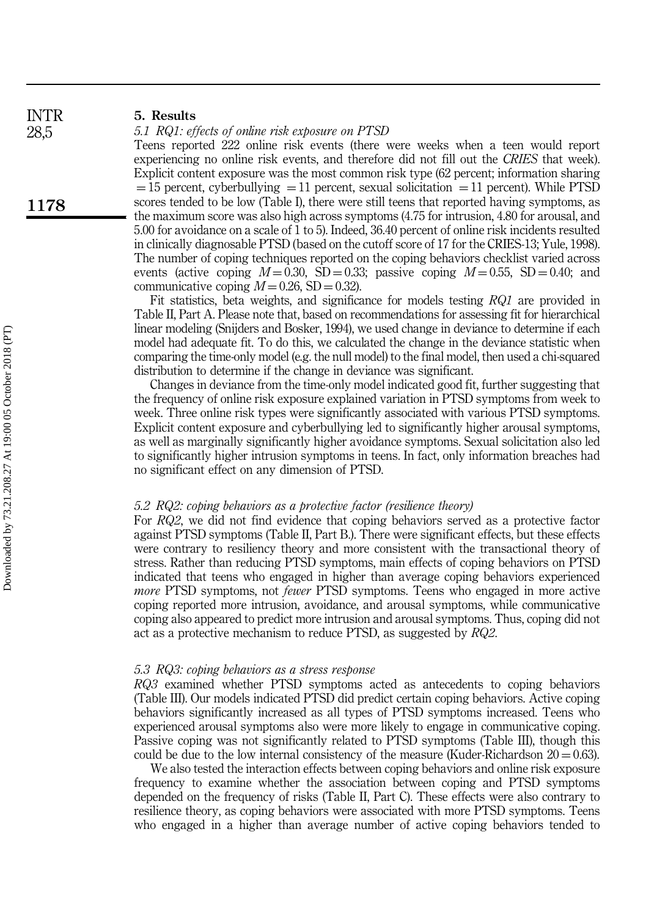## 5. Results

### 5.1 RQ1: effects of online risk exposure on PTSD

Teens reported 222 online risk events (there were weeks when a teen would report experiencing no online risk events, and therefore did not fill out the *CRIES* that week). Explicit content exposure was the most common risk type (62 percent; information sharing = 15 percent, cyberbullying = 11 percent, sexual solicitation = 11 percent). While PTSD scores tended to be low (Table I), there were still teens that reported having symptoms, as the maximum score was also high across symptoms (4.75 for intrusion, 4.80 for arousal, and 5.00 for avoidance on a scale of 1 to 5). Indeed, 36.40 percent of online risk incidents resulted in clinically diagnosable PTSD (based on the cutoff score of 17 for the CRIES-13; Yule, 1998). The number of coping techniques reported on the coping behaviors checklist varied across events (active coping $M = 0.30$, $SD = 0.33$; passive coping $M = 0.55$, $SD = 0.40$; and communicative coping $M = 0.26$, $SD = 0.32$).

Fit statistics, beta weights, and significance for models testing *RQ1* are provided in Table II, Part A. Please note that, based on recommendations for assessing fit for hierarchical linear modeling (Snijders and Bosker, 1994), we used change in deviance to determine if each model had adequate fit. To do this, we calculated the change in the deviance statistic when comparing the time-only model (e.g. the null model) to the final model, then used a chi-squared distribution to determine if the change in deviance was significant.

Changes in deviance from the time-only model indicated good fit, further suggesting that the frequency of online risk exposure explained variation in PTSD symptoms from week to week. Three online risk types were significantly associated with various PTSD symptoms. Explicit content exposure and cyberbullying led to significantly higher arousal symptoms, as well as marginally significantly higher avoidance symptoms. Sexual solicitation also led to significantly higher intrusion symptoms in teens. In fact, only information breaches had no significant effect on any dimension of PTSD.

### 5.2 RQ2: coping behaviors as a protective factor (resilience theory)

For *RQ2*, we did not find evidence that coping behaviors served as a protective factor against PTSD symptoms (Table II, Part B.). There were significant effects, but these effects were contrary to resiliency theory and more consistent with the transactional theory of stress. Rather than reducing PTSD symptoms, main effects of coping behaviors on PTSD indicated that teens who engaged in higher than average coping behaviors experienced *more* PTSD symptoms, not *fewer* PTSD symptoms. Teens who engaged in more active coping reported more intrusion, avoidance, and arousal symptoms, while communicative coping also appeared to predict more intrusion and arousal symptoms. Thus, coping did not act as a protective mechanism to reduce PTSD, as suggested by *RQ2*.

### 5.3 RQ3: coping behaviors as a stress response

*RQ3* examined whether PTSD symptoms acted as antecedents to coping behaviors (Table III). Our models indicated PTSD did predict certain coping behaviors. Active coping behaviors significantly increased as all types of PTSD symptoms increased. Teens who experienced arousal symptoms also were more likely to engage in communicative coping. Passive coping was not significantly related to PTSD symptoms (Table III), though this could be due to the low internal consistency of the measure (Kuder-Richardson $20 = 0.63$).

We also tested the interaction effects between coping behaviors and online risk exposure frequency to examine whether the association between coping and PTSD symptoms depended on the frequency of risks (Table II, Part C). These effects were also contrary to resilience theory, as coping behaviors were associated with more PTSD symptoms. Teens who engaged in a higher than average number of active coping behaviors tended to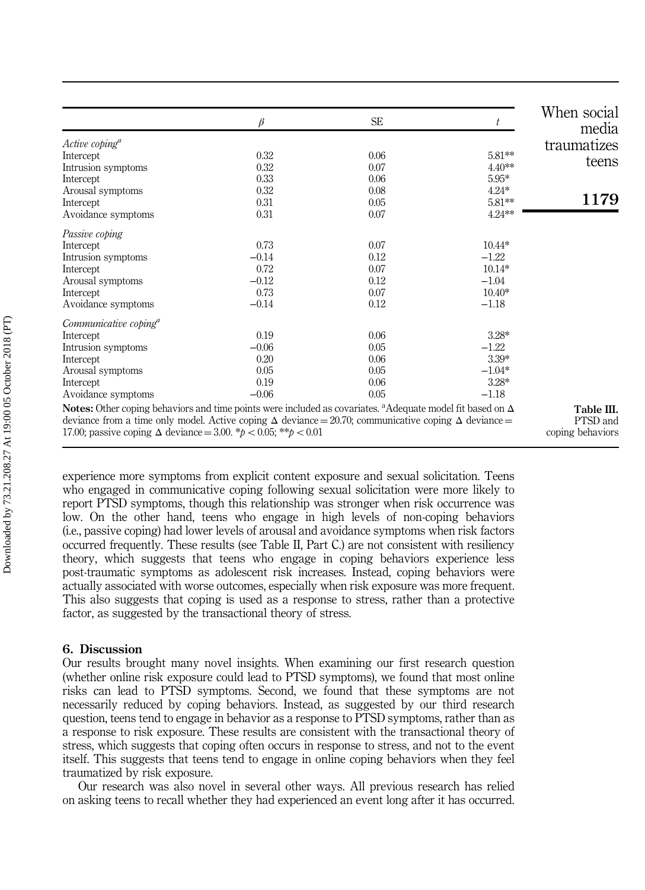Table III. PTSD and coping behaviors

|  | $\beta$ | SE | $t$ |
|---|---|---|---|
| *Active coping*[a] | | | |
| Intercept | 0.32 | 0.06 | 5.81** |
| Intrusion symptoms | 0.32 | 0.07 | 4.40** |
| Intercept | 0.33 | 0.06 | 5.95* |
| Arousal symptoms | 0.32 | 0.08 | 4.24* |
| Intercept | 0.31 | 0.05 | 5.81** |
| Avoidance symptoms | 0.31 | 0.07 | 4.24** |
| *Passive coping* | | | |
| Intercept | 0.73 | 0.07 | 10.44* |
| Intrusion symptoms | −0.14 | 0.12 | −1.22 |
| Intercept | 0.72 | 0.07 | 10.14* |
| Arousal symptoms | −0.12 | 0.12 | −1.04 |
| Intercept | 0.73 | 0.07 | 10.40* |
| Avoidance symptoms | −0.14 | 0.12 | −1.18 |
| *Communicative coping*[a] | | | |
| Intercept | 0.19 | 0.06 | 3.28* |
| Intrusion symptoms | −0.06 | 0.05 | −1.22 |
| Intercept | 0.20 | 0.06 | 3.39* |
| Arousal symptoms | 0.05 | 0.05 | −1.04* |
| Intercept | 0.19 | 0.06 | 3.28* |
| Avoidance symptoms | −0.06 | 0.05 | −1.18 |

**Notes:** Other coping behaviors and time points were included as covariates. [a]Adequate model fit based on Δ deviance from a time only model. Active coping Δ deviance = 20.70; communicative coping Δ deviance = 17.00; passive coping Δ deviance = 3.00. $*p < 0.05$; $**p < 0.01$

experience more symptoms from explicit content exposure and sexual solicitation. Teens who engaged in communicative coping following sexual solicitation were more likely to report PTSD symptoms, though this relationship was stronger when risk occurrence was low. On the other hand, teens who engage in high levels of non-coping behaviors (i.e., passive coping) had lower levels of arousal and avoidance symptoms when risk factors occurred frequently. These results (see Table II, Part C.) are not consistent with resiliency theory, which suggests that teens who engage in coping behaviors experience less post-traumatic symptoms as adolescent risk increases. Instead, coping behaviors were actually associated with worse outcomes, especially when risk exposure was more frequent. This also suggests that coping is used as a response to stress, rather than a protective factor, as suggested by the transactional theory of stress.

## 6. Discussion

Our results brought many novel insights. When examining our first research question (whether online risk exposure could lead to PTSD symptoms), we found that most online risks can lead to PTSD symptoms. Second, we found that these symptoms are not necessarily reduced by coping behaviors. Instead, as suggested by our third research question, teens tend to engage in behavior as a response to PTSD symptoms, rather than as a response to risk exposure. These results are consistent with the transactional theory of stress, which suggests that coping often occurs in response to stress, and not to the event itself. This suggests that teens tend to engage in online coping behaviors when they feel traumatized by risk exposure.

Our research was also novel in several other ways. All previous research has relied on asking teens to recall whether they had experienced an event long after it has occurred.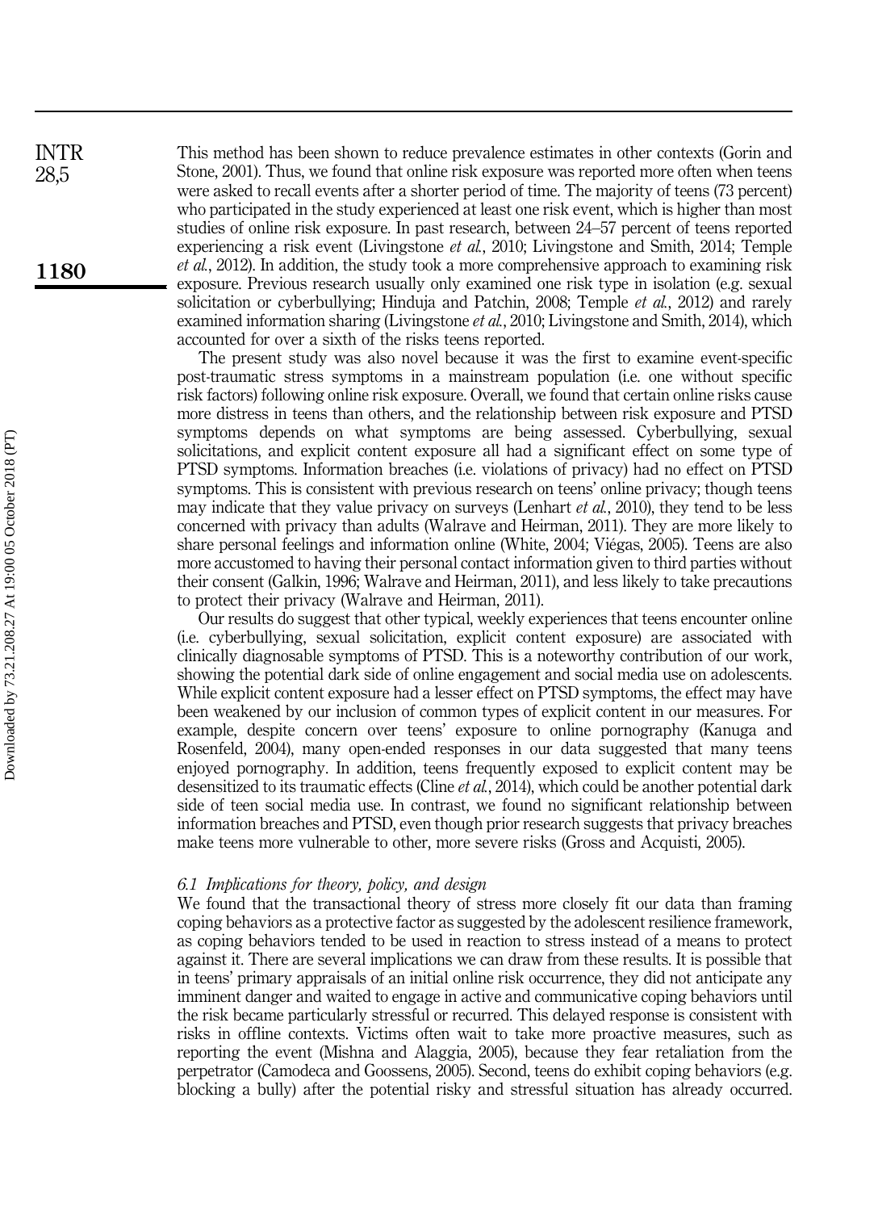This method has been shown to reduce prevalence estimates in other contexts (Gorin and Stone, 2001). Thus, we found that online risk exposure was reported more often when teens were asked to recall events after a shorter period of time. The majority of teens (73 percent) who participated in the study experienced at least one risk event, which is higher than most studies of online risk exposure. In past research, between 24–57 percent of teens reported experiencing a risk event (Livingstone *et al.*, 2010; Livingstone and Smith, 2014; Temple *et al.*, 2012). In addition, the study took a more comprehensive approach to examining risk exposure. Previous research usually only examined one risk type in isolation (e.g. sexual solicitation or cyberbullying; Hinduja and Patchin, 2008; Temple *et al.*, 2012) and rarely examined information sharing (Livingstone *et al.*, 2010; Livingstone and Smith, 2014), which accounted for over a sixth of the risks teens reported.

The present study was also novel because it was the first to examine event-specific post-traumatic stress symptoms in a mainstream population (i.e. one without specific risk factors) following online risk exposure. Overall, we found that certain online risks cause more distress in teens than others, and the relationship between risk exposure and PTSD symptoms depends on what symptoms are being assessed. Cyberbullying, sexual solicitations, and explicit content exposure all had a significant effect on some type of PTSD symptoms. Information breaches (i.e. violations of privacy) had no effect on PTSD symptoms. This is consistent with previous research on teens' online privacy; though teens may indicate that they value privacy on surveys (Lenhart *et al.*, 2010), they tend to be less concerned with privacy than adults (Walrave and Heirman, 2011). They are more likely to share personal feelings and information online (White, 2004; Viégas, 2005). Teens are also more accustomed to having their personal contact information given to third parties without their consent (Galkin, 1996; Walrave and Heirman, 2011), and less likely to take precautions to protect their privacy (Walrave and Heirman, 2011).

Our results do suggest that other typical, weekly experiences that teens encounter online (i.e. cyberbullying, sexual solicitation, explicit content exposure) are associated with clinically diagnosable symptoms of PTSD. This is a noteworthy contribution of our work, showing the potential dark side of online engagement and social media use on adolescents. While explicit content exposure had a lesser effect on PTSD symptoms, the effect may have been weakened by our inclusion of common types of explicit content in our measures. For example, despite concern over teens' exposure to online pornography (Kanuga and Rosenfeld, 2004), many open-ended responses in our data suggested that many teens enjoyed pornography. In addition, teens frequently exposed to explicit content may be desensitized to its traumatic effects (Cline *et al.*, 2014), which could be another potential dark side of teen social media use. In contrast, we found no significant relationship between information breaches and PTSD, even though prior research suggests that privacy breaches make teens more vulnerable to other, more severe risks (Gross and Acquisti, 2005).

### *6.1 Implications for theory, policy, and design*

We found that the transactional theory of stress more closely fit our data than framing coping behaviors as a protective factor as suggested by the adolescent resilience framework, as coping behaviors tended to be used in reaction to stress instead of a means to protect against it. There are several implications we can draw from these results. It is possible that in teens' primary appraisals of an initial online risk occurrence, they did not anticipate any imminent danger and waited to engage in active and communicative coping behaviors until the risk became particularly stressful or recurred. This delayed response is consistent with risks in offline contexts. Victims often wait to take more proactive measures, such as reporting the event (Mishna and Alaggia, 2005), because they fear retaliation from the perpetrator (Camodeca and Goossens, 2005). Second, teens do exhibit coping behaviors (e.g. blocking a bully) after the potential risky and stressful situation has already occurred.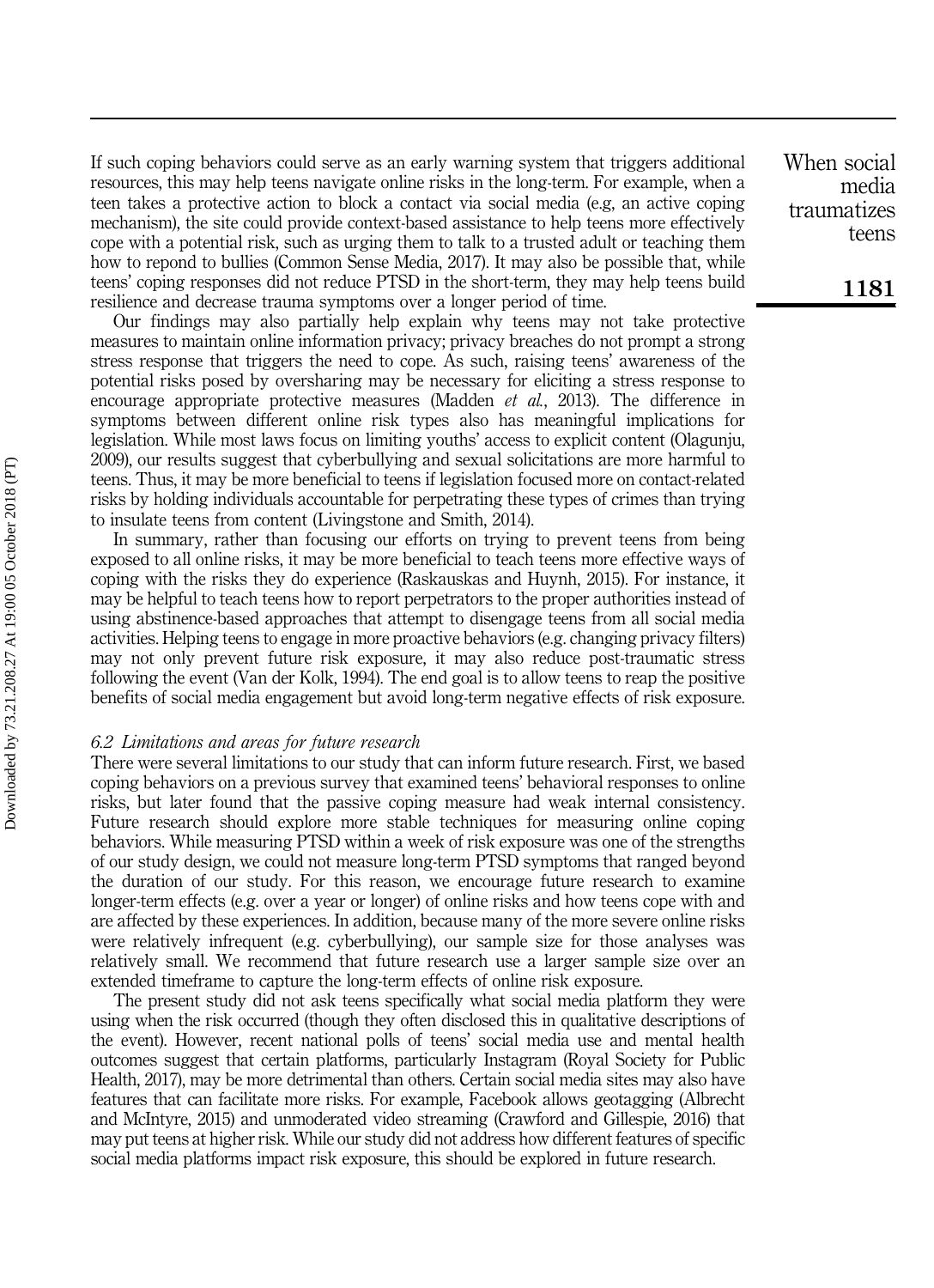If such coping behaviors could serve as an early warning system that triggers additional resources, this may help teens navigate online risks in the long-term. For example, when a teen takes a protective action to block a contact via social media (e.g, an active coping mechanism), the site could provide context-based assistance to help teens more effectively cope with a potential risk, such as urging them to talk to a trusted adult or teaching them how to repond to bullies (Common Sense Media, 2017). It may also be possible that, while teens' coping responses did not reduce PTSD in the short-term, they may help teens build resilience and decrease trauma symptoms over a longer period of time.

Our findings may also partially help explain why teens may not take protective measures to maintain online information privacy; privacy breaches do not prompt a strong stress response that triggers the need to cope. As such, raising teens' awareness of the potential risks posed by oversharing may be necessary for eliciting a stress response to encourage appropriate protective measures (Madden *et al.*, 2013). The difference in symptoms between different online risk types also has meaningful implications for legislation. While most laws focus on limiting youths' access to explicit content (Olagunju, 2009), our results suggest that cyberbullying and sexual solicitations are more harmful to teens. Thus, it may be more beneficial to teens if legislation focused more on contact-related risks by holding individuals accountable for perpetrating these types of crimes than trying to insulate teens from content (Livingstone and Smith, 2014).

In summary, rather than focusing our efforts on trying to prevent teens from being exposed to all online risks, it may be more beneficial to teach teens more effective ways of coping with the risks they do experience (Raskauskas and Huynh, 2015). For instance, it may be helpful to teach teens how to report perpetrators to the proper authorities instead of using abstinence-based approaches that attempt to disengage teens from all social media activities. Helping teens to engage in more proactive behaviors (e.g. changing privacy filters) may not only prevent future risk exposure, it may also reduce post-traumatic stress following the event (Van der Kolk, 1994). The end goal is to allow teens to reap the positive benefits of social media engagement but avoid long-term negative effects of risk exposure.

### *6.2 Limitations and areas for future research*

There were several limitations to our study that can inform future research. First, we based coping behaviors on a previous survey that examined teens' behavioral responses to online risks, but later found that the passive coping measure had weak internal consistency. Future research should explore more stable techniques for measuring online coping behaviors. While measuring PTSD within a week of risk exposure was one of the strengths of our study design, we could not measure long-term PTSD symptoms that ranged beyond the duration of our study. For this reason, we encourage future research to examine longer-term effects (e.g. over a year or longer) of online risks and how teens cope with and are affected by these experiences. In addition, because many of the more severe online risks were relatively infrequent (e.g. cyberbullying), our sample size for those analyses was relatively small. We recommend that future research use a larger sample size over an extended timeframe to capture the long-term effects of online risk exposure.

The present study did not ask teens specifically what social media platform they were using when the risk occurred (though they often disclosed this in qualitative descriptions of the event). However, recent national polls of teens' social media use and mental health outcomes suggest that certain platforms, particularly Instagram (Royal Society for Public Health, 2017), may be more detrimental than others. Certain social media sites may also have features that can facilitate more risks. For example, Facebook allows geotagging (Albrecht and McIntyre, 2015) and unmoderated video streaming (Crawford and Gillespie, 2016) that may put teens at higher risk. While our study did not address how different features of specific social media platforms impact risk exposure, this should be explored in future research.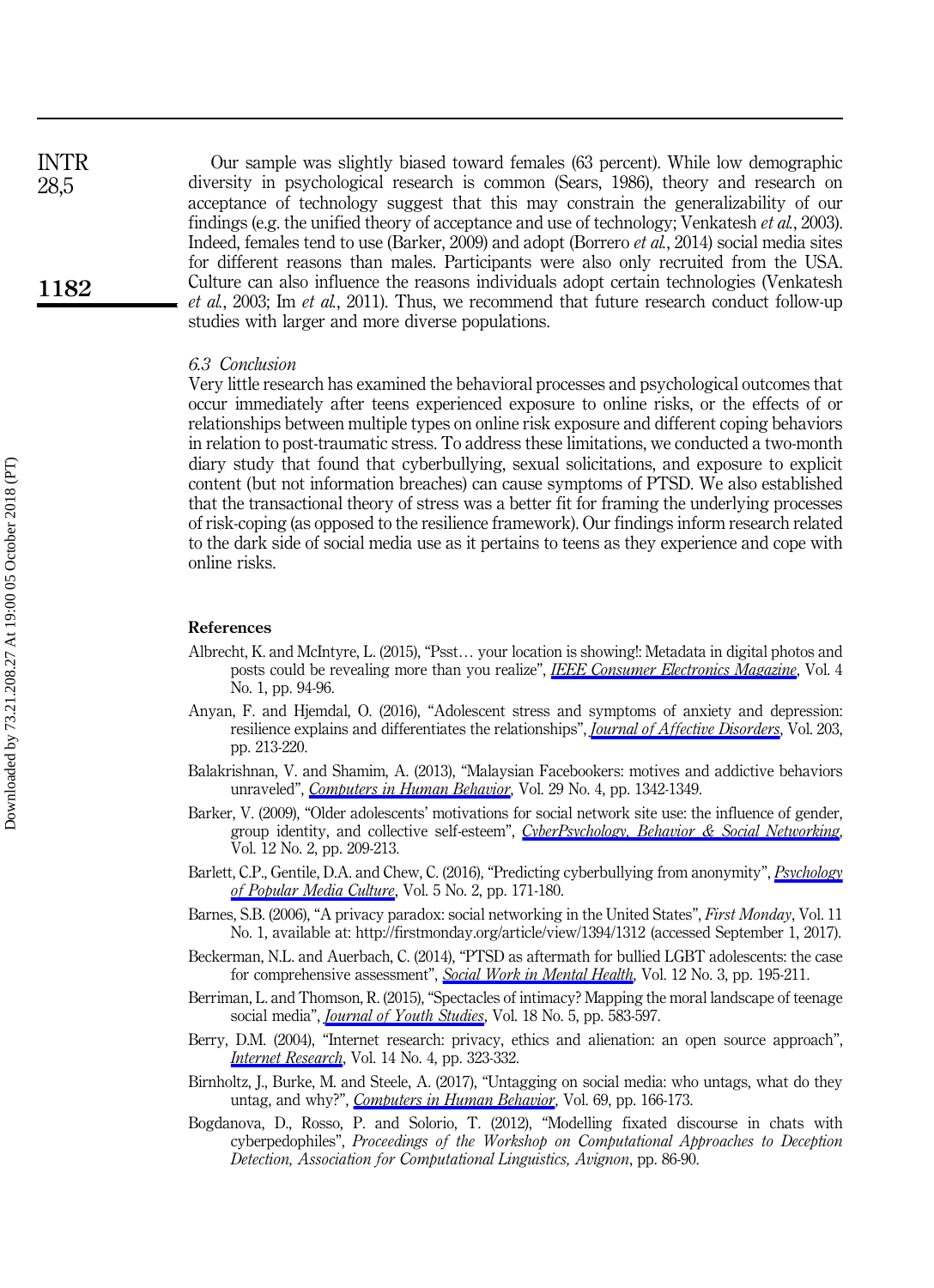Our sample was slightly biased toward females (63 percent). While low demographic diversity in psychological research is common (Sears, 1986), theory and research on acceptance of technology suggest that this may constrain the generalizability of our findings (e.g. the unified theory of acceptance and use of technology; Venkatesh *et al.*, 2003). Indeed, females tend to use (Barker, 2009) and adopt (Borrero *et al.*, 2014) social media sites for different reasons than males. Participants were also only recruited from the USA. Culture can also influence the reasons individuals adopt certain technologies (Venkatesh *et al.*, 2003; Im *et al.*, 2011). Thus, we recommend that future research conduct follow-up studies with larger and more diverse populations.

### *6.3 Conclusion*

Very little research has examined the behavioral processes and psychological outcomes that occur immediately after teens experienced exposure to online risks, or the effects of or relationships between multiple types on online risk exposure and different coping behaviors in relation to post-traumatic stress. To address these limitations, we conducted a two-month diary study that found that cyberbullying, sexual solicitations, and exposure to explicit content (but not information breaches) can cause symptoms of PTSD. We also established that the transactional theory of stress was a better fit for framing the underlying processes of risk-coping (as opposed to the resilience framework). Our findings inform research related to the dark side of social media use as it pertains to teens as they experience and cope with online risks.

## References

Albrecht, K. and McIntyre, L. (2015), "Psst… your location is showing!: Metadata in digital photos and posts could be revealing more than you realize", *IEEE Consumer Electronics Magazine*, Vol. 4 No. 1, pp. 94-96.

Anyan, F. and Hjemdal, O. (2016), "Adolescent stress and symptoms of anxiety and depression: resilience explains and differentiates the relationships", *Journal of Affective Disorders*, Vol. 203, pp. 213-220.

Balakrishnan, V. and Shamim, A. (2013), "Malaysian Facebookers: motives and addictive behaviors unraveled", *Computers in Human Behavior*, Vol. 29 No. 4, pp. 1342-1349.

Barker, V. (2009), "Older adolescents' motivations for social network site use: the influence of gender, group identity, and collective self-esteem", *CyberPsychology, Behavior & Social Networking*, Vol. 12 No. 2, pp. 209-213.

Barlett, C.P., Gentile, D.A. and Chew, C. (2016), "Predicting cyberbullying from anonymity", *Psychology of Popular Media Culture*, Vol. 5 No. 2, pp. 171-180.

Barnes, S.B. (2006), "A privacy paradox: social networking in the United States", *First Monday*, Vol. 11 No. 1, available at: http://firstmonday.org/article/view/1394/1312 (accessed September 1, 2017).

Beckerman, N.L. and Auerbach, C. (2014), "PTSD as aftermath for bullied LGBT adolescents: the case for comprehensive assessment", *Social Work in Mental Health*, Vol. 12 No. 3, pp. 195-211.

Berriman, L. and Thomson, R. (2015), "Spectacles of intimacy? Mapping the moral landscape of teenage social media", *Journal of Youth Studies*, Vol. 18 No. 5, pp. 583-597.

Berry, D.M. (2004), "Internet research: privacy, ethics and alienation: an open source approach", *Internet Research*, Vol. 14 No. 4, pp. 323-332.

Birnholtz, J., Burke, M. and Steele, A. (2017), "Untagging on social media: who untags, what do they untag, and why?", *Computers in Human Behavior*, Vol. 69, pp. 166-173.

Bogdanova, D., Rosso, P. and Solorio, T. (2012), "Modelling fixated discourse in chats with cyberpedophiles", *Proceedings of the Workshop on Computational Approaches to Deception Detection, Association for Computational Linguistics, Avignon*, pp. 86-90.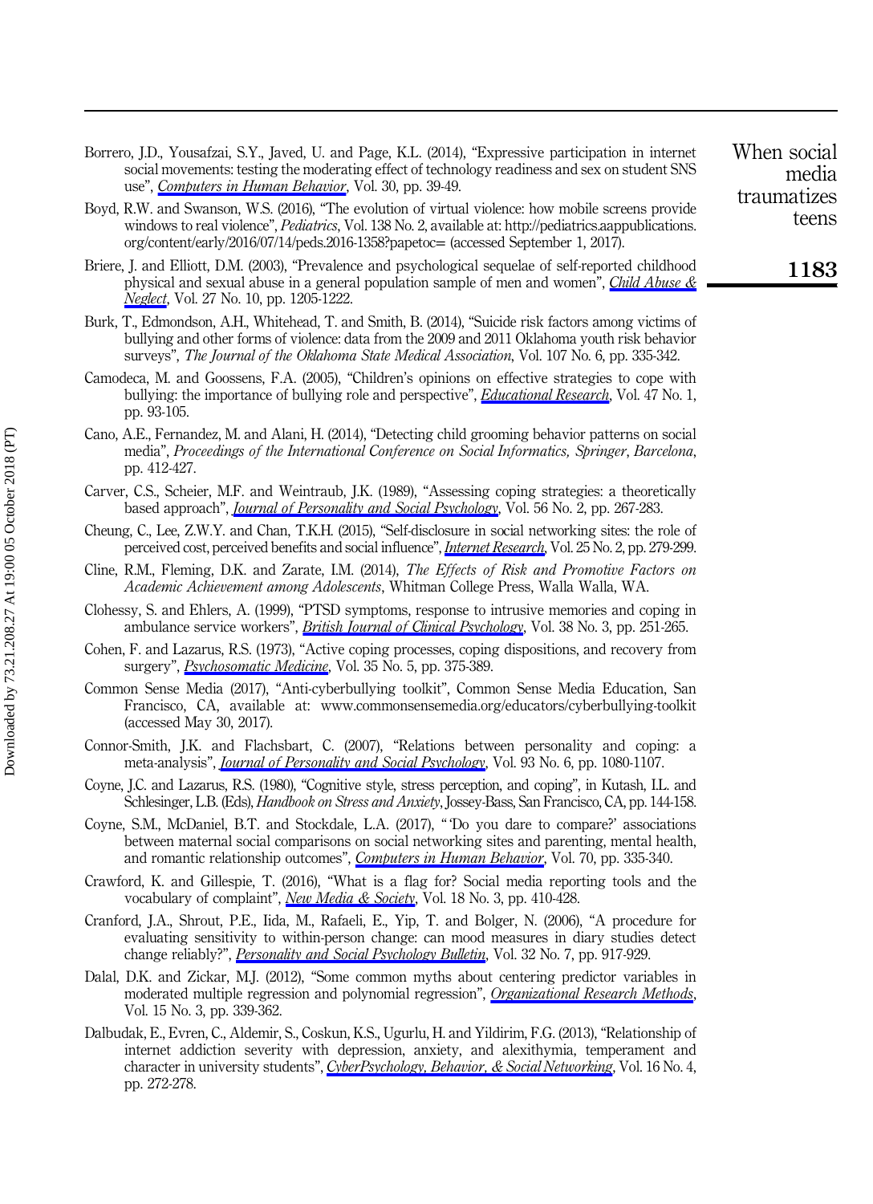Borrero, J.D., Yousafzai, S.Y., Javed, U. and Page, K.L. (2014), "Expressive participation in internet social movements: testing the moderating effect of technology readiness and sex on student SNS use", *Computers in Human Behavior*, Vol. 30, pp. 39-49.

Boyd, R.W. and Swanson, W.S. (2016), "The evolution of virtual violence: how mobile screens provide windows to real violence", *Pediatrics*, Vol. 138 No. 2, available at: http://pediatrics.aappublications.org/content/early/2016/07/14/peds.2016-1358?papetoc= (accessed September 1, 2017).

Briere, J. and Elliott, D.M. (2003), "Prevalence and psychological sequelae of self-reported childhood physical and sexual abuse in a general population sample of men and women", *Child Abuse & Neglect*, Vol. 27 No. 10, pp. 1205-1222.

Burk, T., Edmondson, A.H., Whitehead, T. and Smith, B. (2014), "Suicide risk factors among victims of bullying and other forms of violence: data from the 2009 and 2011 Oklahoma youth risk behavior surveys", *The Journal of the Oklahoma State Medical Association*, Vol. 107 No. 6, pp. 335-342.

Camodeca, M. and Goossens, F.A. (2005), "Children's opinions on effective strategies to cope with bullying: the importance of bullying role and perspective", *Educational Research*, Vol. 47 No. 1, pp. 93-105.

Cano, A.E., Fernandez, M. and Alani, H. (2014), "Detecting child grooming behavior patterns on social media", *Proceedings of the International Conference on Social Informatics, Springer, Barcelona*, pp. 412-427.

Carver, C.S., Scheier, M.F. and Weintraub, J.K. (1989), "Assessing coping strategies: a theoretically based approach", *Journal of Personality and Social Psychology*, Vol. 56 No. 2, pp. 267-283.

Cheung, C., Lee, Z.W.Y. and Chan, T.K.H. (2015), "Self-disclosure in social networking sites: the role of perceived cost, perceived benefits and social influence", *Internet Research*, Vol. 25 No. 2, pp. 279-299.

Cline, R.M., Fleming, D.K. and Zarate, I.M. (2014), *The Effects of Risk and Promotive Factors on Academic Achievement among Adolescents*, Whitman College Press, Walla Walla, WA.

Clohessy, S. and Ehlers, A. (1999), "PTSD symptoms, response to intrusive memories and coping in ambulance service workers", *British Journal of Clinical Psychology*, Vol. 38 No. 3, pp. 251-265.

Cohen, F. and Lazarus, R.S. (1973), "Active coping processes, coping dispositions, and recovery from surgery", *Psychosomatic Medicine*, Vol. 35 No. 5, pp. 375-389.

Common Sense Media (2017), "Anti-cyberbullying toolkit", Common Sense Media Education, San Francisco, CA, available at: www.commonsensemedia.org/educators/cyberbullying-toolkit (accessed May 30, 2017).

Connor-Smith, J.K. and Flachsbart, C. (2007), "Relations between personality and coping: a meta-analysis", *Journal of Personality and Social Psychology*, Vol. 93 No. 6, pp. 1080-1107.

Coyne, J.C. and Lazarus, R.S. (1980), "Cognitive style, stress perception, and coping", in Kutash, I.L. and Schlesinger, L.B. (Eds), *Handbook on Stress and Anxiety*, Jossey-Bass, San Francisco, CA, pp. 144-158.

Coyne, S.M., McDaniel, B.T. and Stockdale, L.A. (2017), "'Do you dare to compare?' associations between maternal social comparisons on social networking sites and parenting, mental health, and romantic relationship outcomes", *Computers in Human Behavior*, Vol. 70, pp. 335-340.

Crawford, K. and Gillespie, T. (2016), "What is a flag for? Social media reporting tools and the vocabulary of complaint", *New Media & Society*, Vol. 18 No. 3, pp. 410-428.

Cranford, J.A., Shrout, P.E., Iida, M., Rafaeli, E., Yip, T. and Bolger, N. (2006), "A procedure for evaluating sensitivity to within-person change: can mood measures in diary studies detect change reliably?", *Personality and Social Psychology Bulletin*, Vol. 32 No. 7, pp. 917-929.

Dalal, D.K. and Zickar, M.J. (2012), "Some common myths about centering predictor variables in moderated multiple regression and polynomial regression", *Organizational Research Methods*, Vol. 15 No. 3, pp. 339-362.

Dalbudak, E., Evren, C., Aldemir, S., Coskun, K.S., Ugurlu, H. and Yildirim, F.G. (2013), "Relationship of internet addiction severity with depression, anxiety, and alexithymia, temperament and character in university students", *CyberPsychology, Behavior, & Social Networking*, Vol. 16 No. 4, pp. 272-278.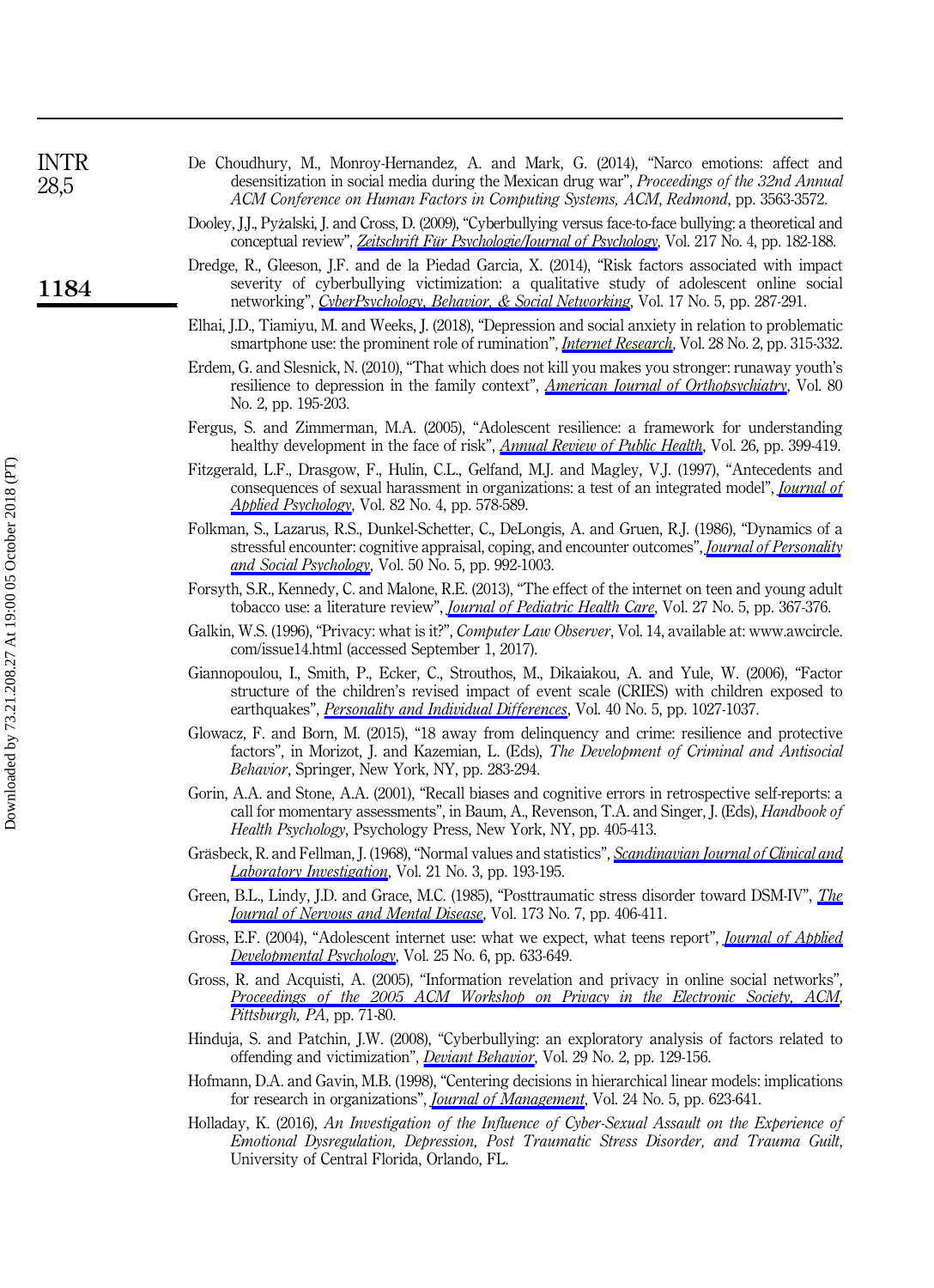De Choudhury, M., Monroy-Hernandez, A. and Mark, G. (2014), "Narco emotions: affect and desensitization in social media during the Mexican drug war", *Proceedings of the 32nd Annual ACM Conference on Human Factors in Computing Systems, ACM, Redmond*, pp. 3563-3572.

Dooley, J.J., Pyżalski, J. and Cross, D. (2009), "Cyberbullying versus face-to-face bullying: a theoretical and conceptual review", *Zeitschrift Für Psychologie/Journal of Psychology*, Vol. 217 No. 4, pp. 182-188.

Dredge, R., Gleeson, J.F. and de la Piedad Garcia, X. (2014), "Risk factors associated with impact severity of cyberbullying victimization: a qualitative study of adolescent online social networking", *CyberPsychology, Behavior, & Social Networking*, Vol. 17 No. 5, pp. 287-291.

Elhai, J.D., Tiamiyu, M. and Weeks, J. (2018), "Depression and social anxiety in relation to problematic smartphone use: the prominent role of rumination", *Internet Research*, Vol. 28 No. 2, pp. 315-332.

Erdem, G. and Slesnick, N. (2010), "That which does not kill you makes you stronger: runaway youth's resilience to depression in the family context", *American Journal of Orthopsychiatry*, Vol. 80 No. 2, pp. 195-203.

Fergus, S. and Zimmerman, M.A. (2005), "Adolescent resilience: a framework for understanding healthy development in the face of risk", *Annual Review of Public Health*, Vol. 26, pp. 399-419.

Fitzgerald, L.F., Drasgow, F., Hulin, C.L., Gelfand, M.J. and Magley, V.J. (1997), "Antecedents and consequences of sexual harassment in organizations: a test of an integrated model", *Journal of Applied Psychology*, Vol. 82 No. 4, pp. 578-589.

Folkman, S., Lazarus, R.S., Dunkel-Schetter, C., DeLongis, A. and Gruen, R.J. (1986), "Dynamics of a stressful encounter: cognitive appraisal, coping, and encounter outcomes", *Journal of Personality and Social Psychology*, Vol. 50 No. 5, pp. 992-1003.

Forsyth, S.R., Kennedy, C. and Malone, R.E. (2013), "The effect of the internet on teen and young adult tobacco use: a literature review", *Journal of Pediatric Health Care*, Vol. 27 No. 5, pp. 367-376.

Galkin, W.S. (1996), "Privacy: what is it?", *Computer Law Observer*, Vol. 14, available at: www.awcircle.com/issue14.html (accessed September 1, 2017).

Giannopoulou, I., Smith, P., Ecker, C., Strouthos, M., Dikaiakou, A. and Yule, W. (2006), "Factor structure of the children's revised impact of event scale (CRIES) with children exposed to earthquakes", *Personality and Individual Differences*, Vol. 40 No. 5, pp. 1027-1037.

Glowacz, F. and Born, M. (2015), "18 away from delinquency and crime: resilience and protective factors", in Morizot, J. and Kazemian, L. (Eds), *The Development of Criminal and Antisocial Behavior*, Springer, New York, NY, pp. 283-294.

Gorin, A.A. and Stone, A.A. (2001), "Recall biases and cognitive errors in retrospective self-reports: a call for momentary assessments", in Baum, A., Revenson, T.A. and Singer, J. (Eds), *Handbook of Health Psychology*, Psychology Press, New York, NY, pp. 405-413.

Gräsbeck, R. and Fellman, J. (1968), "Normal values and statistics", *Scandinavian Journal of Clinical and Laboratory Investigation*, Vol. 21 No. 3, pp. 193-195.

Green, B.L., Lindy, J.D. and Grace, M.C. (1985), "Posttraumatic stress disorder toward DSM-IV", *The Journal of Nervous and Mental Disease*, Vol. 173 No. 7, pp. 406-411.

Gross, E.F. (2004), "Adolescent internet use: what we expect, what teens report", *Journal of Applied Developmental Psychology*, Vol. 25 No. 6, pp. 633-649.

Gross, R. and Acquisti, A. (2005), "Information revelation and privacy in online social networks", *Proceedings of the 2005 ACM Workshop on Privacy in the Electronic Society, ACM, Pittsburgh, PA*, pp. 71-80.

Hinduja, S. and Patchin, J.W. (2008), "Cyberbullying: an exploratory analysis of factors related to offending and victimization", *Deviant Behavior*, Vol. 29 No. 2, pp. 129-156.

Hofmann, D.A. and Gavin, M.B. (1998), "Centering decisions in hierarchical linear models: implications for research in organizations", *Journal of Management*, Vol. 24 No. 5, pp. 623-641.

Holladay, K. (2016), *An Investigation of the Influence of Cyber-Sexual Assault on the Experience of Emotional Dysregulation, Depression, Post Traumatic Stress Disorder, and Trauma Guilt*, University of Central Florida, Orlando, FL.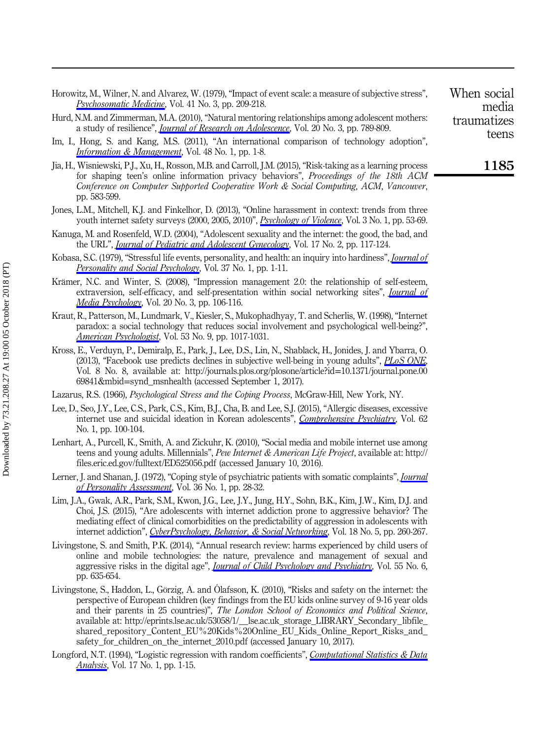Horowitz, M., Wilner, N. and Alvarez, W. (1979), "Impact of event scale: a measure of subjective stress", *Psychosomatic Medicine*, Vol. 41 No. 3, pp. 209-218.

Hurd, N.M. and Zimmerman, M.A. (2010), "Natural mentoring relationships among adolescent mothers: a study of resilience", *Journal of Research on Adolescence*, Vol. 20 No. 3, pp. 789-809.

Im, I., Hong, S. and Kang, M.S. (2011), "An international comparison of technology adoption", *Information & Management*, Vol. 48 No. 1, pp. 1-8.

Jia, H., Wisniewski, P.J., Xu, H., Rosson, M.B. and Carroll, J.M. (2015), "Risk-taking as a learning process for shaping teen's online information privacy behaviors", *Proceedings of the 18th ACM Conference on Computer Supported Cooperative Work & Social Computing, ACM, Vancouver*, pp. 583-599.

Jones, L.M., Mitchell, K.J. and Finkelhor, D. (2013), "Online harassment in context: trends from three youth internet safety surveys (2000, 2005, 2010)", *Psychology of Violence*, Vol. 3 No. 1, pp. 53-69.

Kanuga, M. and Rosenfeld, W.D. (2004), "Adolescent sexuality and the internet: the good, the bad, and the URL", *Journal of Pediatric and Adolescent Gynecology*, Vol. 17 No. 2, pp. 117-124.

Kobasa, S.C. (1979), "Stressful life events, personality, and health: an inquiry into hardiness", *Journal of Personality and Social Psychology*, Vol. 37 No. 1, pp. 1-11.

Krämer, N.C. and Winter, S. (2008), "Impression management 2.0: the relationship of self-esteem, extraversion, self-efficacy, and self-presentation within social networking sites", *Journal of Media Psychology*, Vol. 20 No. 3, pp. 106-116.

Kraut, R., Patterson, M., Lundmark, V., Kiesler, S., Mukophadhyay, T. and Scherlis, W. (1998), "Internet paradox: a social technology that reduces social involvement and psychological well-being?", *American Psychologist*, Vol. 53 No. 9, pp. 1017-1031.

Kross, E., Verduyn, P., Demiralp, E., Park, J., Lee, D.S., Lin, N., Shablack, H., Jonides, J. and Ybarra, O. (2013), "Facebook use predicts declines in subjective well-being in young adults", *PLoS ONE*, Vol. 8 No. 8, available at: http://journals.plos.org/plosone/article?id=10.1371/journal.pone.0069841&mbid=synd_msnhealth (accessed September 1, 2017).

Lazarus, R.S. (1966), *Psychological Stress and the Coping Process*, McGraw-Hill, New York, NY.

Lee, D., Seo, J.Y., Lee, C.S., Park, C.S., Kim, B.J., Cha, B. and Lee, S.J. (2015), "Allergic diseases, excessive internet use and suicidal ideation in Korean adolescents", *Comprehensive Psychiatry*, Vol. 62 No. 1, pp. 100-104.

Lenhart, A., Purcell, K., Smith, A. and Zickuhr, K. (2010), "Social media and mobile internet use among teens and young adults. Millennials", *Pew Internet & American Life Project*, available at: http://files.eric.ed.gov/fulltext/ED525056.pdf (accessed January 10, 2016).

Lerner, J. and Shanan, J. (1972), "Coping style of psychiatric patients with somatic complaints", *Journal of Personality Assessment*, Vol. 36 No. 1, pp. 28-32.

Lim, J.A., Gwak, A.R., Park, S.M., Kwon, J.G., Lee, J.Y., Jung, H.Y., Sohn, B.K., Kim, J.W., Kim, D.J. and Choi, J.S. (2015), "Are adolescents with internet addiction prone to aggressive behavior? The mediating effect of clinical comorbidities on the predictability of aggression in adolescents with internet addiction", *CyberPsychology, Behavior, & Social Networking*, Vol. 18 No. 5, pp. 260-267.

Livingstone, S. and Smith, P.K. (2014), "Annual research review: harms experienced by child users of online and mobile technologies: the nature, prevalence and management of sexual and aggressive risks in the digital age", *Journal of Child Psychology and Psychiatry*, Vol. 55 No. 6, pp. 635-654.

Livingstone, S., Haddon, L., Görzig, A. and Ólafsson, K. (2010), "Risks and safety on the internet: the perspective of European children (key findings from the EU kids online survey of 9-16 year olds and their parents in 25 countries)", *The London School of Economics and Political Science*, available at: http://eprints.lse.ac.uk/53058/1/__lse.ac.uk_storage_LIBRARY_Secondary_libfile_shared_repository_Content_EU%20Kids%20Online_EU_Kids_Online_Report_Risks_and_safety_for_children_on_the_internet_2010.pdf (accessed January 10, 2017).

Longford, N.T. (1994), "Logistic regression with random coefficients", *Computational Statistics & Data Analysis*, Vol. 17 No. 1, pp. 1-15.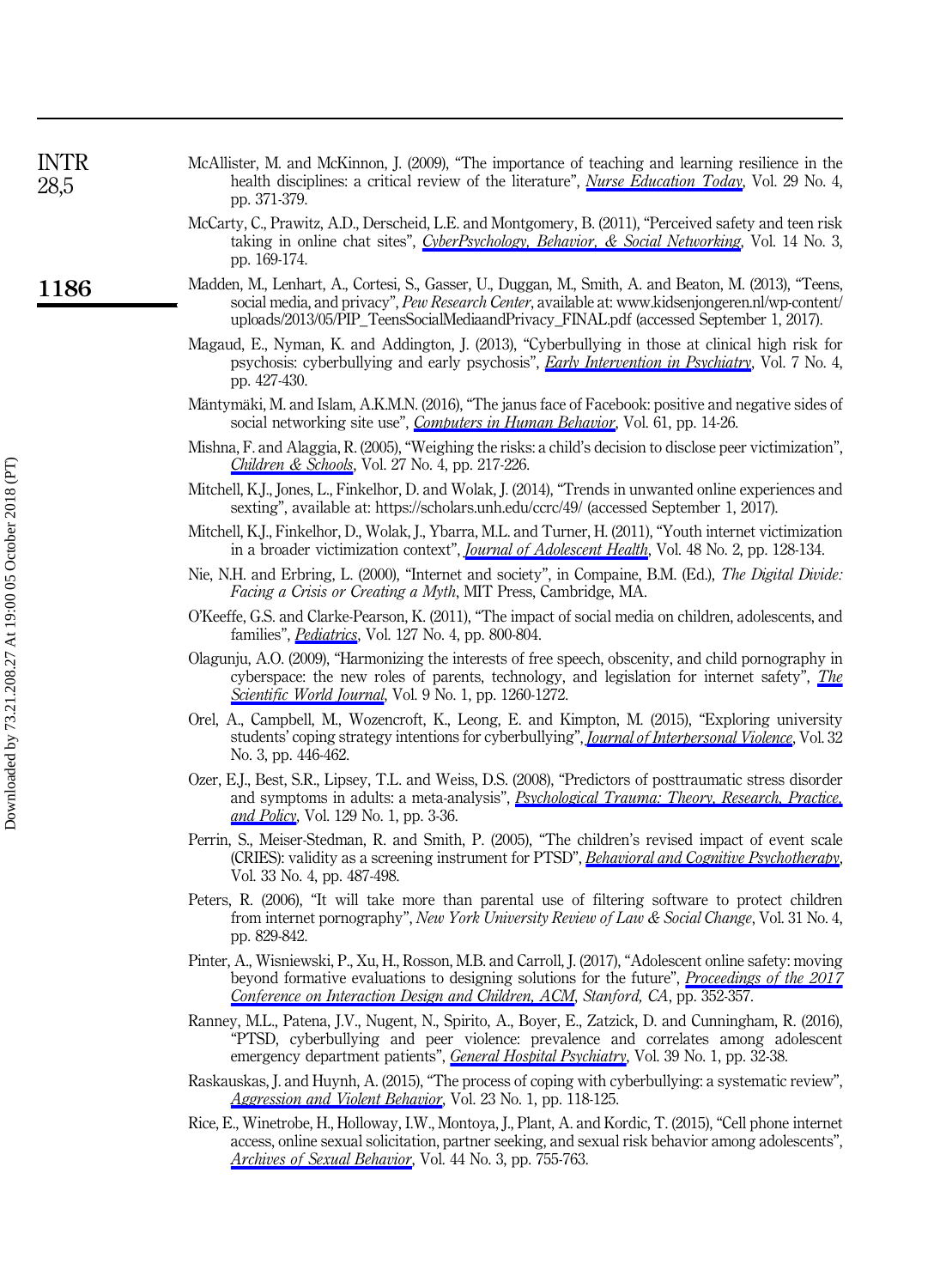McAllister, M. and McKinnon, J. (2009), "The importance of teaching and learning resilience in the health disciplines: a critical review of the literature", *Nurse Education Today*, Vol. 29 No. 4, pp. 371-379.

McCarty, C., Prawitz, A.D., Derscheid, L.E. and Montgomery, B. (2011), "Perceived safety and teen risk taking in online chat sites", *CyberPsychology, Behavior, & Social Networking*, Vol. 14 No. 3, pp. 169-174.

Madden, M., Lenhart, A., Cortesi, S., Gasser, U., Duggan, M., Smith, A. and Beaton, M. (2013), "Teens, social media, and privacy", *Pew Research Center*, available at: www.kidsenjongeren.nl/wp-content/uploads/2013/05/PIP_TeensSocialMediaandPrivacy_FINAL.pdf (accessed September 1, 2017).

Magaud, E., Nyman, K. and Addington, J. (2013), "Cyberbullying in those at clinical high risk for psychosis: cyberbullying and early psychosis", *Early Intervention in Psychiatry*, Vol. 7 No. 4, pp. 427-430.

Mäntymäki, M. and Islam, A.K.M.N. (2016), "The janus face of Facebook: positive and negative sides of social networking site use", *Computers in Human Behavior*, Vol. 61, pp. 14-26.

Mishna, F. and Alaggia, R. (2005), "Weighing the risks: a child's decision to disclose peer victimization", *Children & Schools*, Vol. 27 No. 4, pp. 217-226.

Mitchell, K.J., Jones, L., Finkelhor, D. and Wolak, J. (2014), "Trends in unwanted online experiences and sexting", available at: https://scholars.unh.edu/ccrc/49/ (accessed September 1, 2017).

Mitchell, K.J., Finkelhor, D., Wolak, J., Ybarra, M.L. and Turner, H. (2011), "Youth internet victimization in a broader victimization context", *Journal of Adolescent Health*, Vol. 48 No. 2, pp. 128-134.

Nie, N.H. and Erbring, L. (2000), "Internet and society", in Compaine, B.M. (Ed.), *The Digital Divide: Facing a Crisis or Creating a Myth*, MIT Press, Cambridge, MA.

O'Keeffe, G.S. and Clarke-Pearson, K. (2011), "The impact of social media on children, adolescents, and families", *Pediatrics*, Vol. 127 No. 4, pp. 800-804.

Olagunju, A.O. (2009), "Harmonizing the interests of free speech, obscenity, and child pornography in cyberspace: the new roles of parents, technology, and legislation for internet safety", *The Scientific World Journal*, Vol. 9 No. 1, pp. 1260-1272.

Orel, A., Campbell, M., Wozencroft, K., Leong, E. and Kimpton, M. (2015), "Exploring university students' coping strategy intentions for cyberbullying", *Journal of Interpersonal Violence*, Vol. 32 No. 3, pp. 446-462.

Ozer, E.J., Best, S.R., Lipsey, T.L. and Weiss, D.S. (2008), "Predictors of posttraumatic stress disorder and symptoms in adults: a meta-analysis", *Psychological Trauma: Theory, Research, Practice, and Policy*, Vol. 129 No. 1, pp. 3-36.

Perrin, S., Meiser-Stedman, R. and Smith, P. (2005), "The children's revised impact of event scale (CRIES): validity as a screening instrument for PTSD", *Behavioral and Cognitive Psychotherapy*, Vol. 33 No. 4, pp. 487-498.

Peters, R. (2006), "It will take more than parental use of filtering software to protect children from internet pornography", *New York University Review of Law & Social Change*, Vol. 31 No. 4, pp. 829-842.

Pinter, A., Wisniewski, P., Xu, H., Rosson, M.B. and Carroll, J. (2017), "Adolescent online safety: moving beyond formative evaluations to designing solutions for the future", *Proceedings of the 2017 Conference on Interaction Design and Children, ACM, Stanford, CA*, pp. 352-357.

Ranney, M.L., Patena, J.V., Nugent, N., Spirito, A., Boyer, E., Zatzick, D. and Cunningham, R. (2016), "PTSD, cyberbullying and peer violence: prevalence and correlates among adolescent emergency department patients", *General Hospital Psychiatry*, Vol. 39 No. 1, pp. 32-38.

Raskauskas, J. and Huynh, A. (2015), "The process of coping with cyberbullying: a systematic review", *Aggression and Violent Behavior*, Vol. 23 No. 1, pp. 118-125.

Rice, E., Winetrobe, H., Holloway, I.W., Montoya, J., Plant, A. and Kordic, T. (2015), "Cell phone internet access, online sexual solicitation, partner seeking, and sexual risk behavior among adolescents", *Archives of Sexual Behavior*, Vol. 44 No. 3, pp. 755-763.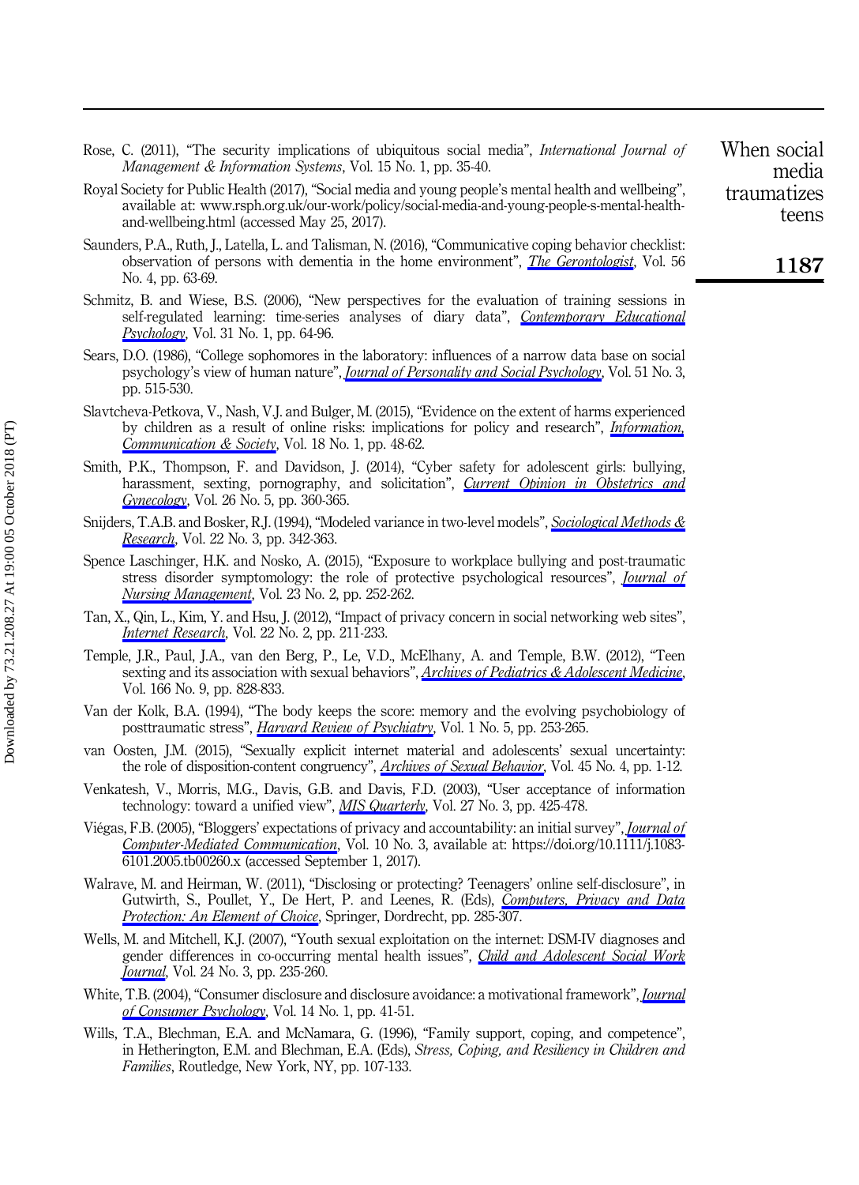Rose, C. (2011), "The security implications of ubiquitous social media", *International Journal of Management & Information Systems*, Vol. 15 No. 1, pp. 35-40.

Royal Society for Public Health (2017), "Social media and young people's mental health and wellbeing", available at: www.rsph.org.uk/our-work/policy/social-media-and-young-people-s-mental-health-and-wellbeing.html (accessed May 25, 2017).

Saunders, P.A., Ruth, J., Latella, L. and Talisman, N. (2016), "Communicative coping behavior checklist: observation of persons with dementia in the home environment", *The Gerontologist*, Vol. 56 No. 4, pp. 63-69.

Schmitz, B. and Wiese, B.S. (2006), "New perspectives for the evaluation of training sessions in self-regulated learning: time-series analyses of diary data", *Contemporary Educational Psychology*, Vol. 31 No. 1, pp. 64-96.

Sears, D.O. (1986), "College sophomores in the laboratory: influences of a narrow data base on social psychology's view of human nature", *Journal of Personality and Social Psychology*, Vol. 51 No. 3, pp. 515-530.

Slavtcheva-Petkova, V., Nash, V.J. and Bulger, M. (2015), "Evidence on the extent of harms experienced by children as a result of online risks: implications for policy and research", *Information, Communication & Society*, Vol. 18 No. 1, pp. 48-62.

Smith, P.K., Thompson, F. and Davidson, J. (2014), "Cyber safety for adolescent girls: bullying, harassment, sexting, pornography, and solicitation", *Current Opinion in Obstetrics and Gynecology*, Vol. 26 No. 5, pp. 360-365.

Snijders, T.A.B. and Bosker, R.J. (1994), "Modeled variance in two-level models", *Sociological Methods & Research*, Vol. 22 No. 3, pp. 342-363.

Spence Laschinger, H.K. and Nosko, A. (2015), "Exposure to workplace bullying and post-traumatic stress disorder symptomology: the role of protective psychological resources", *Journal of Nursing Management*, Vol. 23 No. 2, pp. 252-262.

Tan, X., Qin, L., Kim, Y. and Hsu, J. (2012), "Impact of privacy concern in social networking web sites", *Internet Research*, Vol. 22 No. 2, pp. 211-233.

Temple, J.R., Paul, J.A., van den Berg, P., Le, V.D., McElhany, A. and Temple, B.W. (2012), "Teen sexting and its association with sexual behaviors", *Archives of Pediatrics & Adolescent Medicine*, Vol. 166 No. 9, pp. 828-833.

Van der Kolk, B.A. (1994), "The body keeps the score: memory and the evolving psychobiology of posttraumatic stress", *Harvard Review of Psychiatry*, Vol. 1 No. 5, pp. 253-265.

van Oosten, J.M. (2015), "Sexually explicit internet material and adolescents' sexual uncertainty: the role of disposition-content congruency", *Archives of Sexual Behavior*, Vol. 45 No. 4, pp. 1-12.

Venkatesh, V., Morris, M.G., Davis, G.B. and Davis, F.D. (2003), "User acceptance of information technology: toward a unified view", *MIS Quarterly*, Vol. 27 No. 3, pp. 425-478.

Viégas, F.B. (2005), "Bloggers' expectations of privacy and accountability: an initial survey", *Journal of Computer-Mediated Communication*, Vol. 10 No. 3, available at: https://doi.org/10.1111/j.1083-6101.2005.tb00260.x (accessed September 1, 2017).

Walrave, M. and Heirman, W. (2011), "Disclosing or protecting? Teenagers' online self-disclosure", in Gutwirth, S., Poullet, Y., De Hert, P. and Leenes, R. (Eds), *Computers, Privacy and Data Protection: An Element of Choice*, Springer, Dordrecht, pp. 285-307.

Wells, M. and Mitchell, K.J. (2007), "Youth sexual exploitation on the internet: DSM-IV diagnoses and gender differences in co-occurring mental health issues", *Child and Adolescent Social Work Journal*, Vol. 24 No. 3, pp. 235-260.

White, T.B. (2004), "Consumer disclosure and disclosure avoidance: a motivational framework", *Journal of Consumer Psychology*, Vol. 14 No. 1, pp. 41-51.

Wills, T.A., Blechman, E.A. and McNamara, G. (1996), "Family support, coping, and competence", in Hetherington, E.M. and Blechman, E.A. (Eds), *Stress, Coping, and Resiliency in Children and Families*, Routledge, New York, NY, pp. 107-133.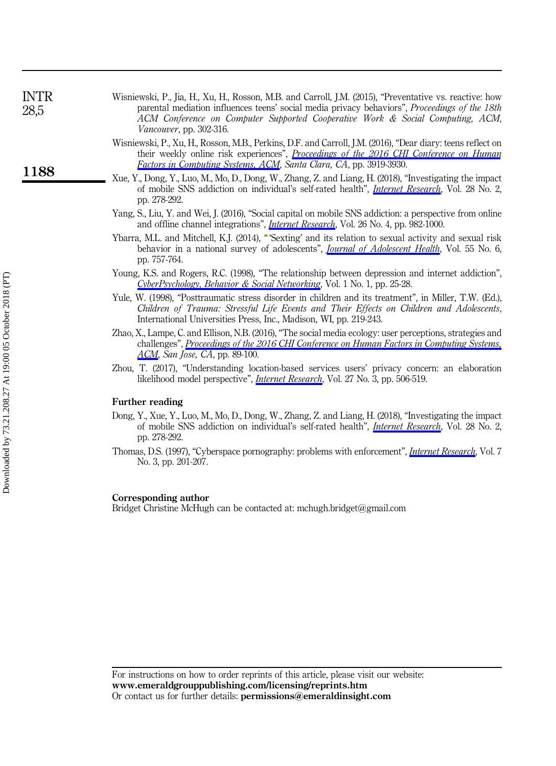Wisniewski, P., Jia, H., Xu, H., Rosson, M.B. and Carroll, J.M. (2015), "Preventative vs. reactive: how parental mediation influences teens' social media privacy behaviors", *Proceedings of the 18th ACM Conference on Computer Supported Cooperative Work & Social Computing, ACM, Vancouver*, pp. 302-316.

Wisniewski, P., Xu, H., Rosson, M.B., Perkins, D.F. and Carroll, J.M. (2016), "Dear diary: teens reflect on their weekly online risk experiences", *Proceedings of the 2016 CHI Conference on Human Factors in Computing Systems, ACM, Santa Clara, CA*, pp. 3919-3930.

Xue, Y., Dong, Y., Luo, M., Mo, D., Dong, W., Zhang, Z. and Liang, H. (2018), "Investigating the impact of mobile SNS addiction on individual's self-rated health", *Internet Research*, Vol. 28 No. 2, pp. 278-292.

Yang, S., Liu, Y. and Wei, J. (2016), "Social capital on mobile SNS addiction: a perspective from online and offline channel integrations", *Internet Research*, Vol. 26 No. 4, pp. 982-1000.

Ybarra, M.L. and Mitchell, K.J. (2014), " 'Sexting' and its relation to sexual activity and sexual risk behavior in a national survey of adolescents", *Journal of Adolescent Health*, Vol. 55 No. 6, pp. 757-764.

Young, K.S. and Rogers, R.C. (1998), "The relationship between depression and internet addiction", *CyberPsychology, Behavior & Social Networking*, Vol. 1 No. 1, pp. 25-28.

Yule, W. (1998), "Posttraumatic stress disorder in children and its treatment", in Miller, T.W. (Ed.), *Children of Trauma: Stressful Life Events and Their Effects on Children and Adolescents*, International Universities Press, Inc., Madison, WI, pp. 219-243.

Zhao, X., Lampe, C. and Ellison, N.B. (2016), "The social media ecology: user perceptions, strategies and challenges", *Proceedings of the 2016 CHI Conference on Human Factors in Computing Systems, ACM, San Jose, CA*, pp. 89-100.

Zhou, T. (2017), "Understanding location-based services users' privacy concern: an elaboration likelihood model perspective", *Internet Research*, Vol. 27 No. 3, pp. 506-519.

## Further reading

Dong, Y., Xue, Y., Luo, M., Mo, D., Dong, W., Zhang, Z. and Liang, H. (2018), "Investigating the impact of mobile SNS addiction on individual's self-rated health", *Internet Research*, Vol. 28 No. 2, pp. 278-292.

Thomas, D.S. (1997), "Cyberspace pornography: problems with enforcement", *Internet Research*, Vol. 7 No. 3, pp. 201-207.

## Corresponding author

Bridget Christine McHugh can be contacted at: mchugh.bridget@gmail.com

For instructions on how to order reprints of this article, please visit our website:
**www.emeraldgrouppublishing.com/licensing/reprints.htm**
Or contact us for further details: **permissions@emeraldinsight.com**